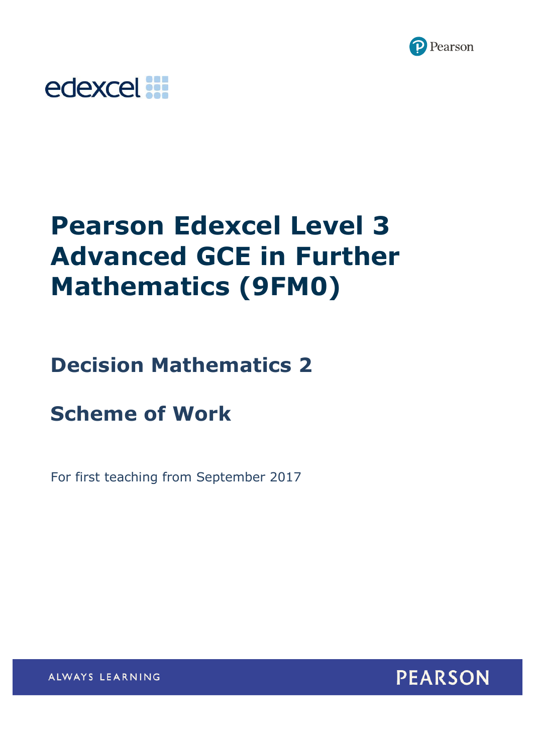# Pearson Edexcel Level 3 Advanced GCE in Further Mathematics (9FM0)

## Decision Mathematics 2

## Scheme of Work

For first teaching from September 2017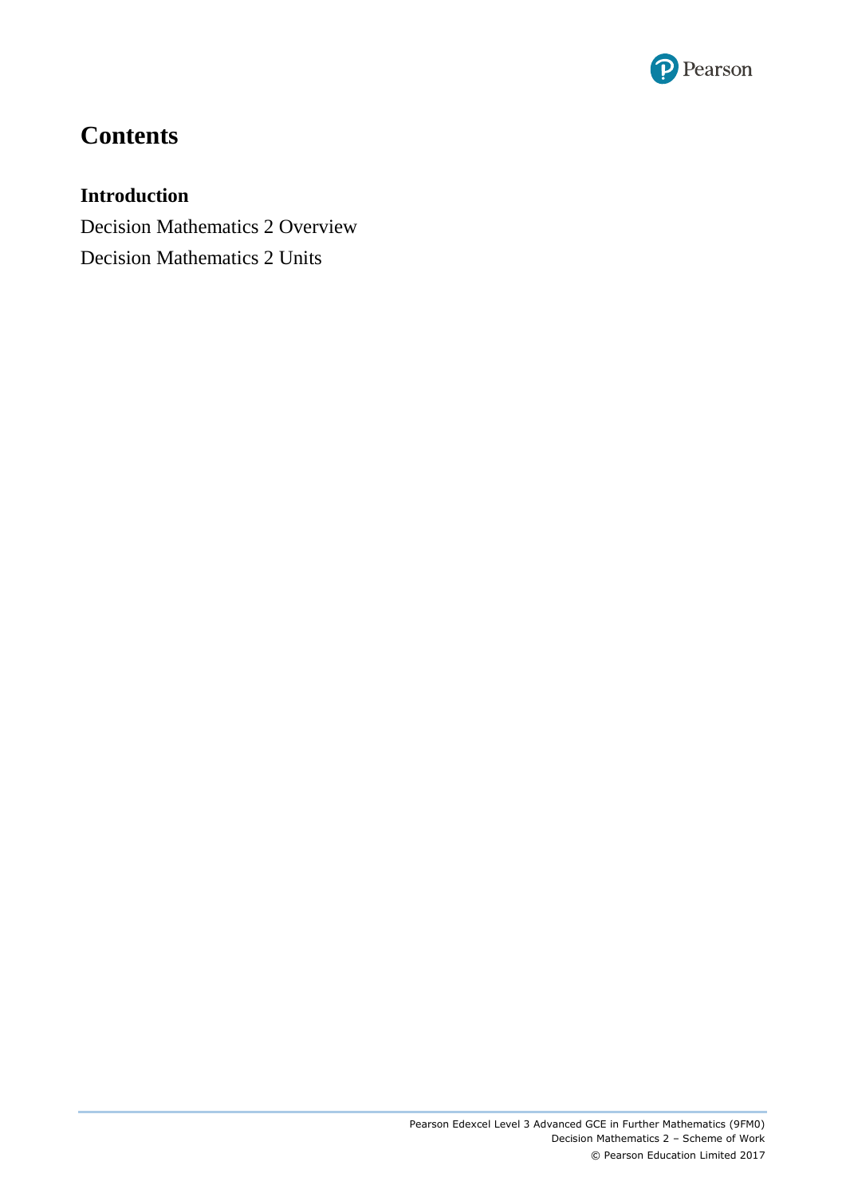# Contents

**Introduction**

Decision Mathematics 2 Overview

Decision Mathematics 2 Units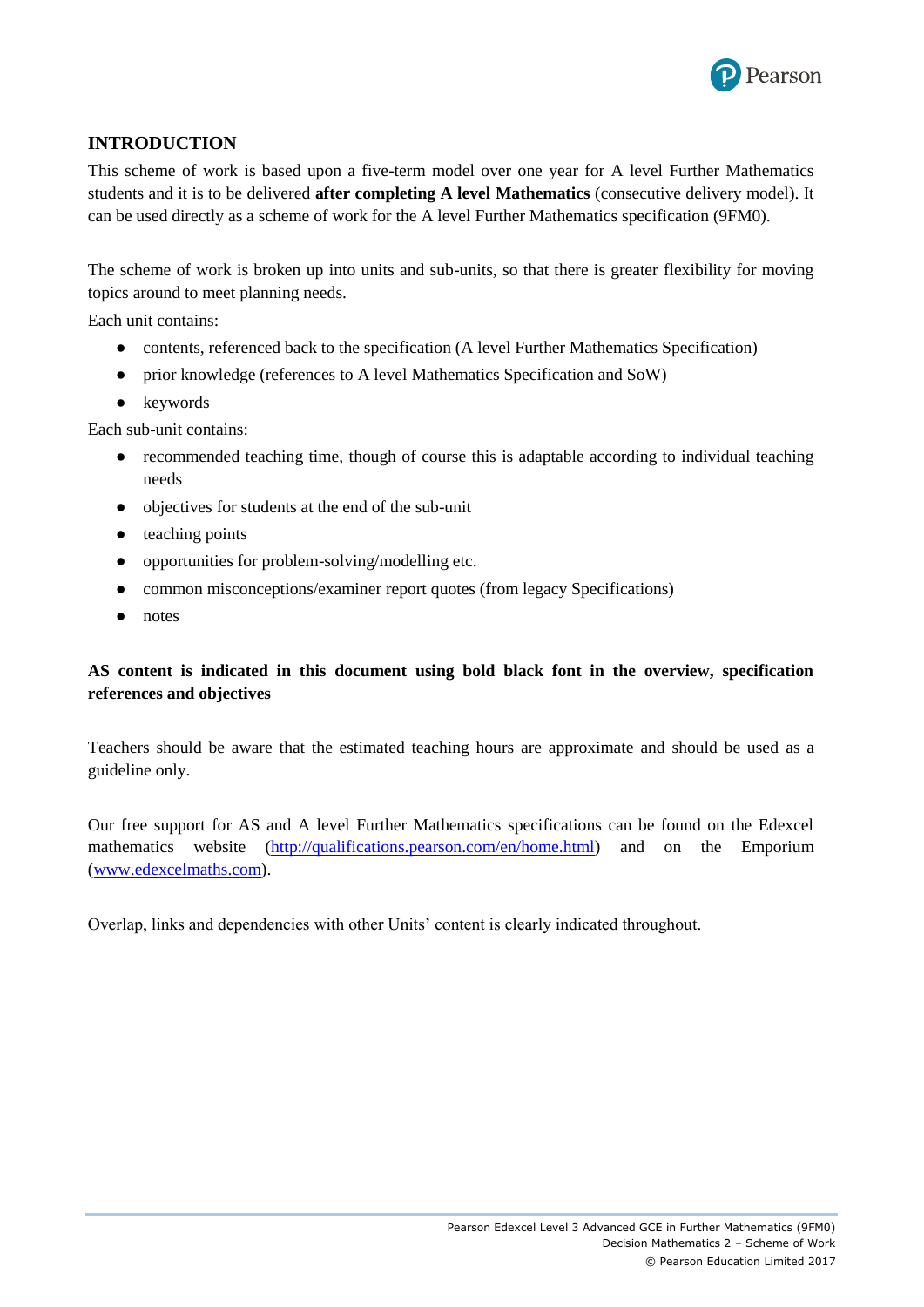## INTRODUCTION

This scheme of work is based upon a five-term model over one year for A level Further Mathematics students and it is to be delivered **after completing A level Mathematics** (consecutive delivery model). It can be used directly as a scheme of work for the A level Further Mathematics specification (9FM0).

The scheme of work is broken up into units and sub-units, so that there is greater flexibility for moving topics around to meet planning needs.

Each unit contains:

- contents, referenced back to the specification (A level Further Mathematics Specification)
- prior knowledge (references to A level Mathematics Specification and SoW)
- keywords

Each sub-unit contains:

- recommended teaching time, though of course this is adaptable according to individual teaching needs
- objectives for students at the end of the sub-unit
- teaching points
- opportunities for problem-solving/modelling etc.
- common misconceptions/examiner report quotes (from legacy Specifications)
- notes

**AS content is indicated in this document using bold black font in the overview, specification references and objectives**

Teachers should be aware that the estimated teaching hours are approximate and should be used as a guideline only.

Our free support for AS and A level Further Mathematics specifications can be found on the Edexcel mathematics website (http://qualifications.pearson.com/en/home.html) and on the Emporium (www.edexcelmaths.com).

Overlap, links and dependencies with other Units' content is clearly indicated throughout.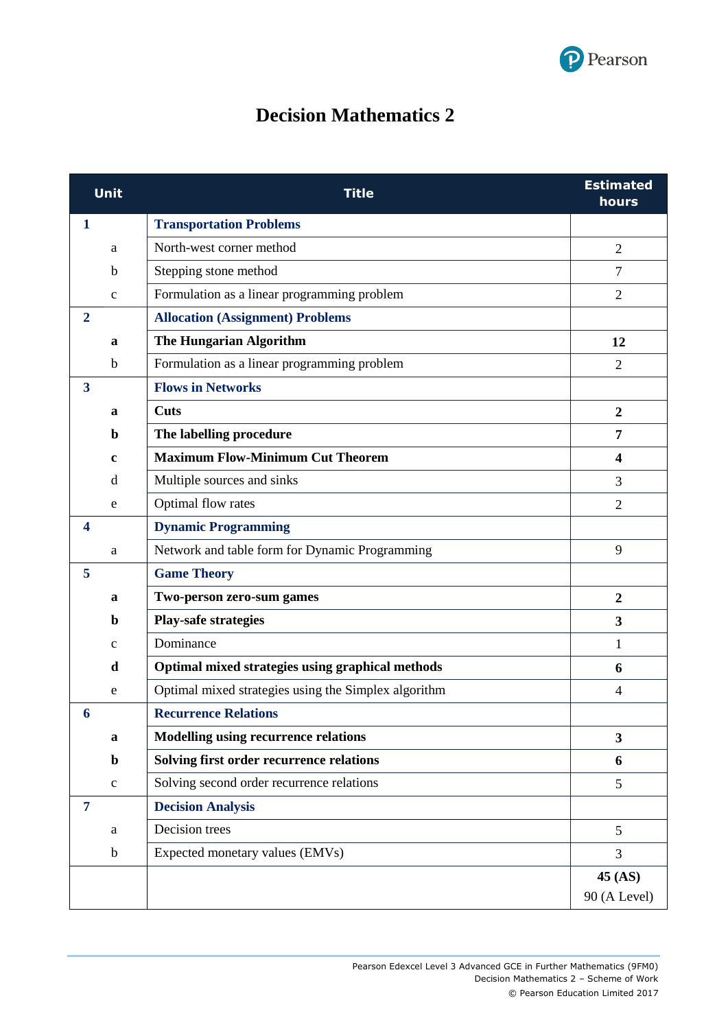# Decision Mathematics 2

| Unit | | Title | Estimated hours |
|---|---|---|---|
| **1** | | **Transportation Problems** | |
| | a | North-west corner method | 2 |
| | b | Stepping stone method | 7 |
| | c | Formulation as a linear programming problem | 2 |
| **2** | | **Allocation (Assignment) Problems** | |
| | **a** | **The Hungarian Algorithm** | **12** |
| | b | Formulation as a linear programming problem | 2 |
| **3** | | **Flows in Networks** | |
| | **a** | **Cuts** | **2** |
| | **b** | **The labelling procedure** | **7** |
| | **c** | **Maximum Flow-Minimum Cut Theorem** | **4** |
| | d | Multiple sources and sinks | 3 |
| | e | Optimal flow rates | 2 |
| **4** | | **Dynamic Programming** | |
| | a | Network and table form for Dynamic Programming | 9 |
| **5** | | **Game Theory** | |
| | **a** | **Two-person zero-sum games** | **2** |
| | **b** | **Play-safe strategies** | **3** |
| | c | Dominance | 1 |
| | **d** | **Optimal mixed strategies using graphical methods** | **6** |
| | e | Optimal mixed strategies using the Simplex algorithm | 4 |
| **6** | | **Recurrence Relations** | |
| | **a** | **Modelling using recurrence relations** | **3** |
| | **b** | **Solving first order recurrence relations** | **6** |
| | c | Solving second order recurrence relations | 5 |
| **7** | | **Decision Analysis** | |
| | a | Decision trees | 5 |
| | b | Expected monetary values (EMVs) | 3 |
| | | | **45 (AS)** 90 (A Level) |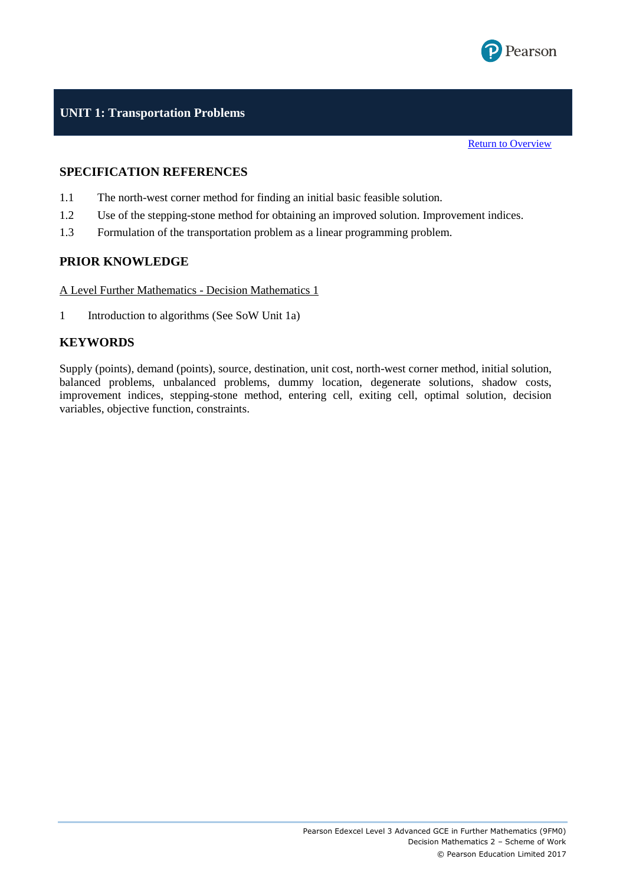# UNIT 1: Transportation Problems

Return to Overview

## SPECIFICATION REFERENCES

1.1 The north-west corner method for finding an initial basic feasible solution.

1.2 Use of the stepping-stone method for obtaining an improved solution. Improvement indices.

1.3 Formulation of the transportation problem as a linear programming problem.

## PRIOR KNOWLEDGE

A Level Further Mathematics - Decision Mathematics 1

1 Introduction to algorithms (See SoW Unit 1a)

## KEYWORDS

Supply (points), demand (points), source, destination, unit cost, north-west corner method, initial solution, balanced problems, unbalanced problems, dummy location, degenerate solutions, shadow costs, improvement indices, stepping-stone method, entering cell, exiting cell, optimal solution, decision variables, objective function, constraints.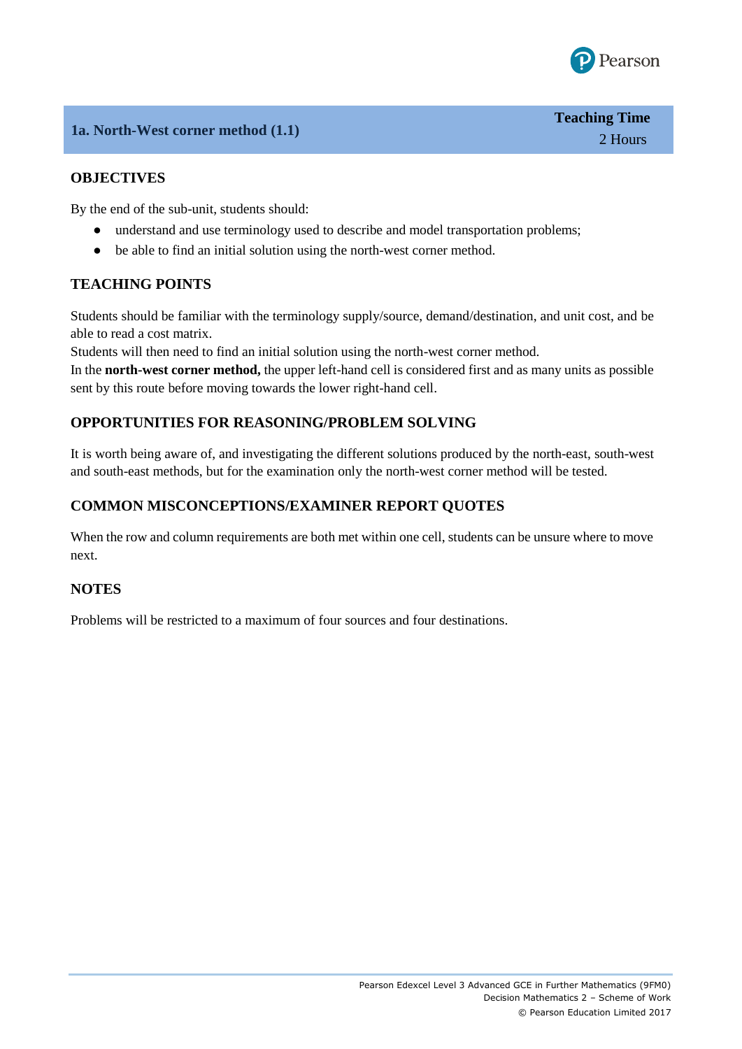## 1a. North-West corner method (1.1)

**Teaching Time**
2 Hours

### OBJECTIVES

By the end of the sub-unit, students should:

- understand and use terminology used to describe and model transportation problems;
- be able to find an initial solution using the north-west corner method.

### TEACHING POINTS

Students should be familiar with the terminology supply/source, demand/destination, and unit cost, and be able to read a cost matrix.

Students will then need to find an initial solution using the north-west corner method.

In the **north-west corner method,** the upper left-hand cell is considered first and as many units as possible sent by this route before moving towards the lower right-hand cell.

### OPPORTUNITIES FOR REASONING/PROBLEM SOLVING

It is worth being aware of, and investigating the different solutions produced by the north-east, south-west and south-east methods, but for the examination only the north-west corner method will be tested.

### COMMON MISCONCEPTIONS/EXAMINER REPORT QUOTES

When the row and column requirements are both met within one cell, students can be unsure where to move next.

### NOTES

Problems will be restricted to a maximum of four sources and four destinations.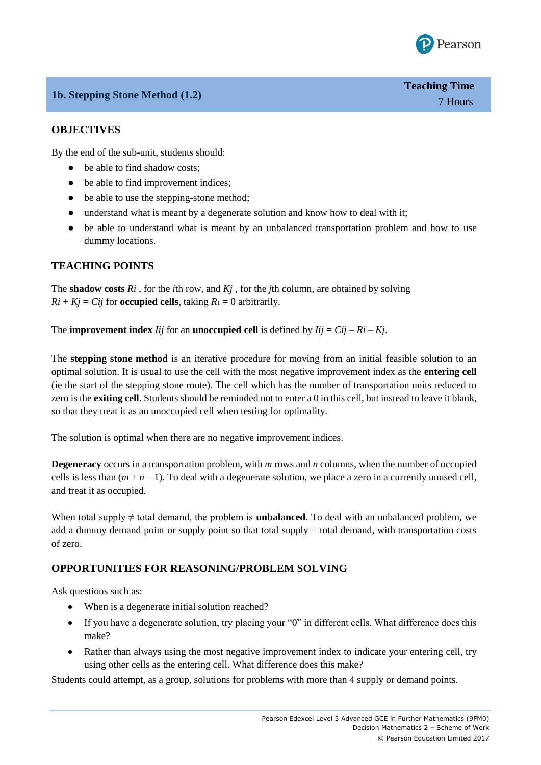## 1b. Stepping Stone Method (1.2)

**Teaching Time**
7 Hours

### OBJECTIVES

By the end of the sub-unit, students should:

- be able to find shadow costs;
- be able to find improvement indices;
- be able to use the stepping-stone method;
- understand what is meant by a degenerate solution and know how to deal with it;
- be able to understand what is meant by an unbalanced transportation problem and how to use dummy locations.

### TEACHING POINTS

The **shadow costs** $R_i$ , for the $i$th row, and $K_j$ , for the $j$th column, are obtained by solving $R_i + K_j = C_{ij}$ for **occupied cells**, taking $R_1 = 0$ arbitrarily.

The **improvement index** $I_{ij}$ for an **unoccupied cell** is defined by $I_{ij} = C_{ij} – R_i – K_j$.

The **stepping stone method** is an iterative procedure for moving from an initial feasible solution to an optimal solution. It is usual to use the cell with the most negative improvement index as the **entering cell** (ie the start of the stepping stone route). The cell which has the number of transportation units reduced to zero is the **exiting cell**. Students should be reminded not to enter a 0 in this cell, but instead to leave it blank, so that they treat it as an unoccupied cell when testing for optimality.

The solution is optimal when there are no negative improvement indices.

**Degeneracy** occurs in a transportation problem, with $m$ rows and $n$ columns, when the number of occupied cells is less than $(m + n – 1)$. To deal with a degenerate solution, we place a zero in a currently unused cell, and treat it as occupied.

When total supply $\neq$ total demand, the problem is **unbalanced**. To deal with an unbalanced problem, we add a dummy demand point or supply point so that total supply = total demand, with transportation costs of zero.

### OPPORTUNITIES FOR REASONING/PROBLEM SOLVING

Ask questions such as:

- When is a degenerate initial solution reached?
- If you have a degenerate solution, try placing your "0" in different cells. What difference does this make?
- Rather than always using the most negative improvement index to indicate your entering cell, try using other cells as the entering cell. What difference does this make?

Students could attempt, as a group, solutions for problems with more than 4 supply or demand points.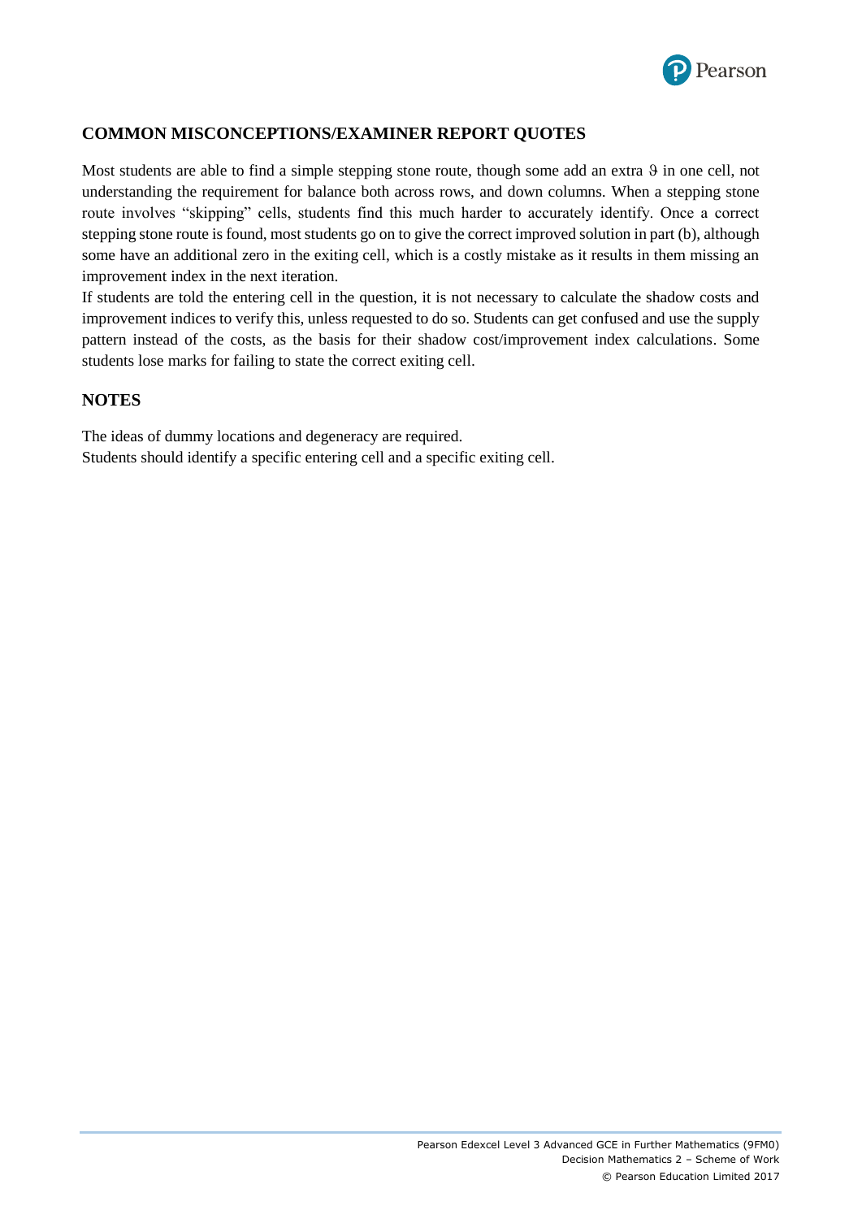## COMMON MISCONCEPTIONS/EXAMINER REPORT QUOTES

Most students are able to find a simple stepping stone route, though some add an extra $\vartheta$ in one cell, not understanding the requirement for balance both across rows, and down columns. When a stepping stone route involves "skipping" cells, students find this much harder to accurately identify. Once a correct stepping stone route is found, most students go on to give the correct improved solution in part (b), although some have an additional zero in the exiting cell, which is a costly mistake as it results in them missing an improvement index in the next iteration.

If students are told the entering cell in the question, it is not necessary to calculate the shadow costs and improvement indices to verify this, unless requested to do so. Students can get confused and use the supply pattern instead of the costs, as the basis for their shadow cost/improvement index calculations. Some students lose marks for failing to state the correct exiting cell.

## NOTES

The ideas of dummy locations and degeneracy are required.

Students should identify a specific entering cell and a specific exiting cell.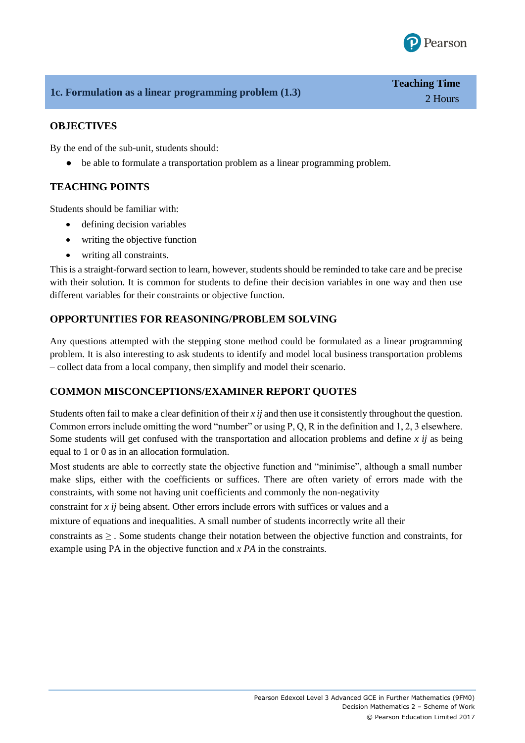## 1c. Formulation as a linear programming problem (1.3)

**Teaching Time**
2 Hours

### OBJECTIVES

By the end of the sub-unit, students should:

- be able to formulate a transportation problem as a linear programming problem.

### TEACHING POINTS

Students should be familiar with:

- defining decision variables
- writing the objective function
- writing all constraints.

This is a straight-forward section to learn, however, students should be reminded to take care and be precise with their solution. It is common for students to define their decision variables in one way and then use different variables for their constraints or objective function.

### OPPORTUNITIES FOR REASONING/PROBLEM SOLVING

Any questions attempted with the stepping stone method could be formulated as a linear programming problem. It is also interesting to ask students to identify and model local business transportation problems – collect data from a local company, then simplify and model their scenario.

### COMMON MISCONCEPTIONS/EXAMINER REPORT QUOTES

Students often fail to make a clear definition of their $x_{ij}$ and then use it consistently throughout the question. Common errors include omitting the word "number" or using P, Q, R in the definition and 1, 2, 3 elsewhere. Some students will get confused with the transportation and allocation problems and define $x_{ij}$ as being equal to 1 or 0 as in an allocation formulation.

Most students are able to correctly state the objective function and "minimise", although a small number make slips, either with the coefficients or suffices. There are often variety of errors made with the constraints, with some not having unit coefficients and commonly the non-negativity constraint for $x_{ij}$ being absent. Other errors include errors with suffices or values and a mixture of equations and inequalities. A small number of students incorrectly write all their constraints as $\geq$ . Some students change their notation between the objective function and constraints, for example using PA in the objective function and $x_{PA}$ in the constraints.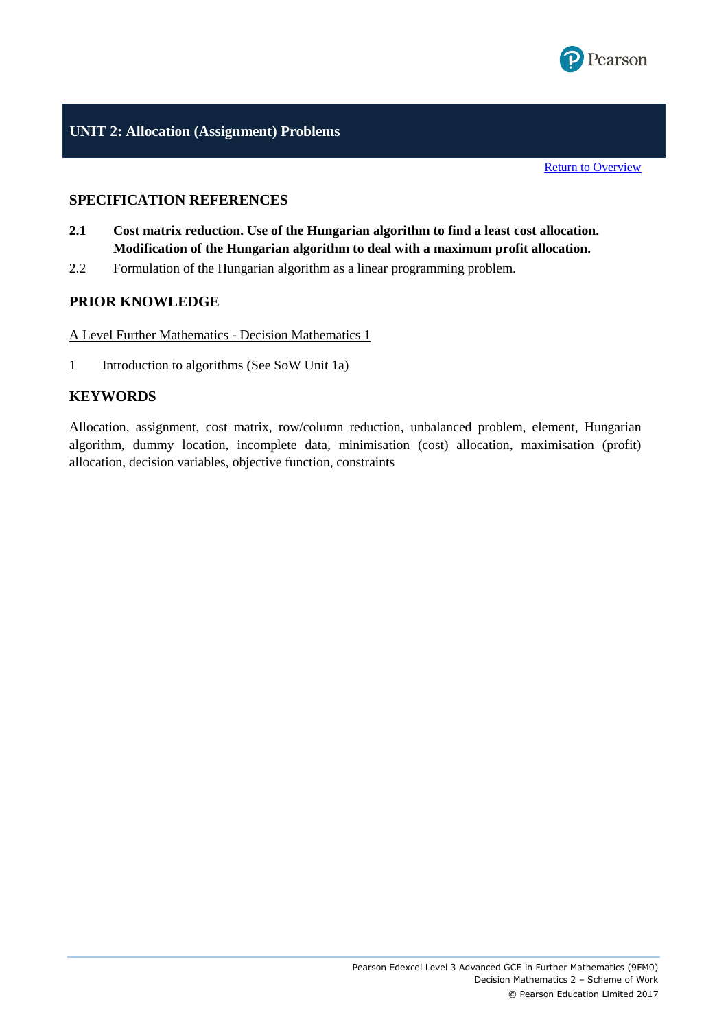## UNIT 2: Allocation (Assignment) Problems

Return to Overview

### SPECIFICATION REFERENCES

**2.1 Cost matrix reduction. Use of the Hungarian algorithm to find a least cost allocation. Modification of the Hungarian algorithm to deal with a maximum profit allocation.**

2.2 Formulation of the Hungarian algorithm as a linear programming problem.

### PRIOR KNOWLEDGE

A Level Further Mathematics - Decision Mathematics 1

1 Introduction to algorithms (See SoW Unit 1a)

### KEYWORDS

Allocation, assignment, cost matrix, row/column reduction, unbalanced problem, element, Hungarian algorithm, dummy location, incomplete data, minimisation (cost) allocation, maximisation (profit) allocation, decision variables, objective function, constraints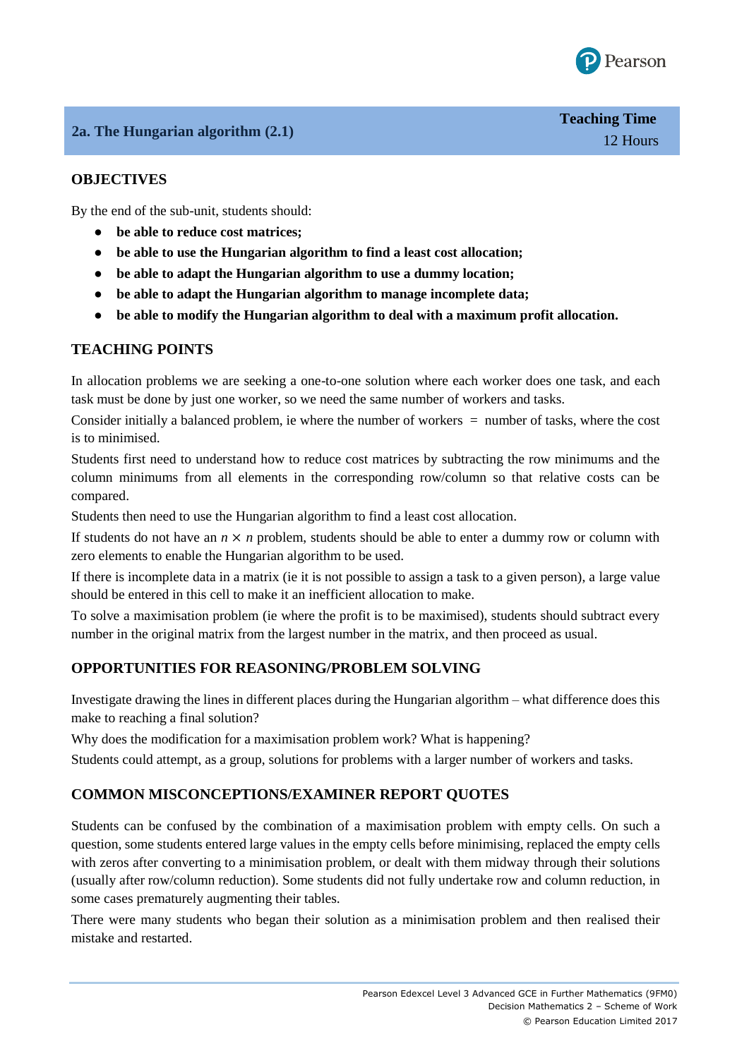## 2a. The Hungarian algorithm (2.1)

**Teaching Time**
12 Hours

### OBJECTIVES

By the end of the sub-unit, students should:

- **be able to reduce cost matrices;**
- **be able to use the Hungarian algorithm to find a least cost allocation;**
- **be able to adapt the Hungarian algorithm to use a dummy location;**
- **be able to adapt the Hungarian algorithm to manage incomplete data;**
- **be able to modify the Hungarian algorithm to deal with a maximum profit allocation.**

### TEACHING POINTS

In allocation problems we are seeking a one-to-one solution where each worker does one task, and each task must be done by just one worker, so we need the same number of workers and tasks.

Consider initially a balanced problem, ie where the number of workers = number of tasks, where the cost is to minimised.

Students first need to understand how to reduce cost matrices by subtracting the row minimums and the column minimums from all elements in the corresponding row/column so that relative costs can be compared.

Students then need to use the Hungarian algorithm to find a least cost allocation.

If students do not have an $n \times n$ problem, students should be able to enter a dummy row or column with zero elements to enable the Hungarian algorithm to be used.

If there is incomplete data in a matrix (ie it is not possible to assign a task to a given person), a large value should be entered in this cell to make it an inefficient allocation to make.

To solve a maximisation problem (ie where the profit is to be maximised), students should subtract every number in the original matrix from the largest number in the matrix, and then proceed as usual.

### OPPORTUNITIES FOR REASONING/PROBLEM SOLVING

Investigate drawing the lines in different places during the Hungarian algorithm – what difference does this make to reaching a final solution?

Why does the modification for a maximisation problem work? What is happening?

Students could attempt, as a group, solutions for problems with a larger number of workers and tasks.

### COMMON MISCONCEPTIONS/EXAMINER REPORT QUOTES

Students can be confused by the combination of a maximisation problem with empty cells. On such a question, some students entered large values in the empty cells before minimising, replaced the empty cells with zeros after converting to a minimisation problem, or dealt with them midway through their solutions (usually after row/column reduction). Some students did not fully undertake row and column reduction, in some cases prematurely augmenting their tables.

There were many students who began their solution as a minimisation problem and then realised their mistake and restarted.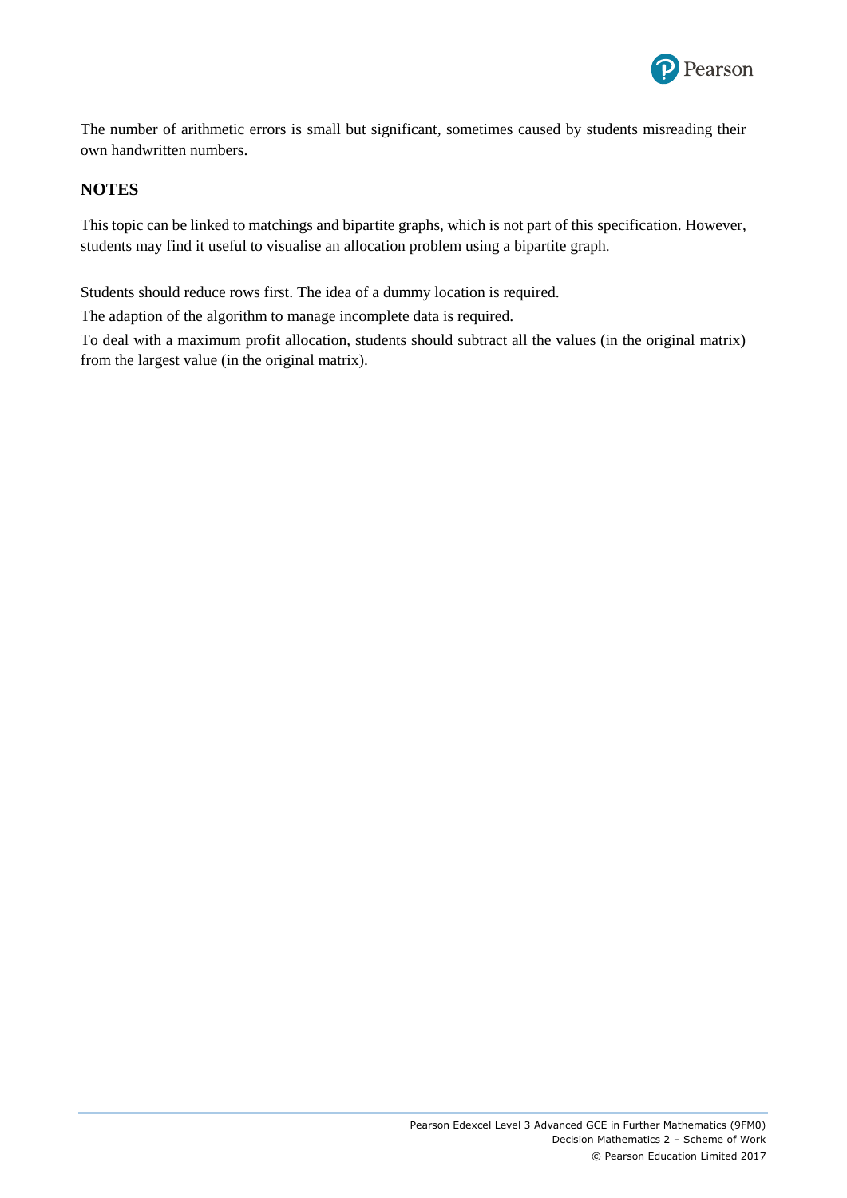The number of arithmetic errors is small but significant, sometimes caused by students misreading their own handwritten numbers.

## NOTES

This topic can be linked to matchings and bipartite graphs, which is not part of this specification. However, students may find it useful to visualise an allocation problem using a bipartite graph.

Students should reduce rows first. The idea of a dummy location is required.

The adaption of the algorithm to manage incomplete data is required.

To deal with a maximum profit allocation, students should subtract all the values (in the original matrix) from the largest value (in the original matrix).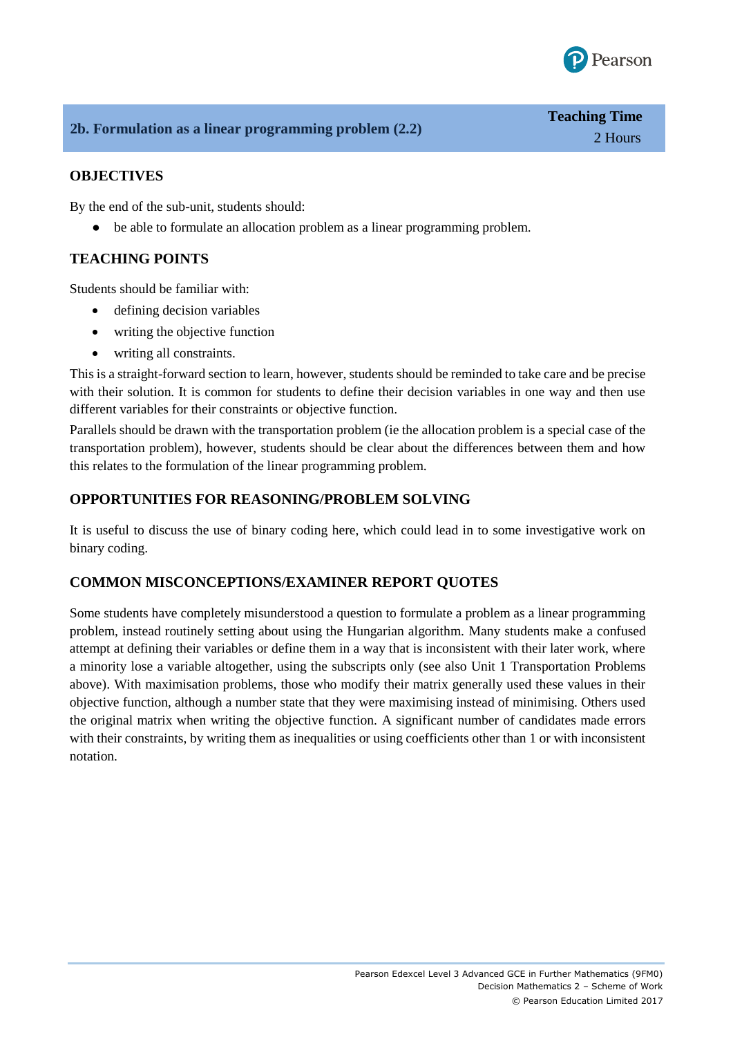## 2b. Formulation as a linear programming problem (2.2)

**Teaching Time**
2 Hours

### OBJECTIVES

By the end of the sub-unit, students should:

- be able to formulate an allocation problem as a linear programming problem.

### TEACHING POINTS

Students should be familiar with:

- defining decision variables
- writing the objective function
- writing all constraints.

This is a straight-forward section to learn, however, students should be reminded to take care and be precise with their solution. It is common for students to define their decision variables in one way and then use different variables for their constraints or objective function.

Parallels should be drawn with the transportation problem (ie the allocation problem is a special case of the transportation problem), however, students should be clear about the differences between them and how this relates to the formulation of the linear programming problem.

### OPPORTUNITIES FOR REASONING/PROBLEM SOLVING

It is useful to discuss the use of binary coding here, which could lead in to some investigative work on binary coding.

### COMMON MISCONCEPTIONS/EXAMINER REPORT QUOTES

Some students have completely misunderstood a question to formulate a problem as a linear programming problem, instead routinely setting about using the Hungarian algorithm. Many students make a confused attempt at defining their variables or define them in a way that is inconsistent with their later work, where a minority lose a variable altogether, using the subscripts only (see also Unit 1 Transportation Problems above). With maximisation problems, those who modify their matrix generally used these values in their objective function, although a number state that they were maximising instead of minimising. Others used the original matrix when writing the objective function. A significant number of candidates made errors with their constraints, by writing them as inequalities or using coefficients other than 1 or with inconsistent notation.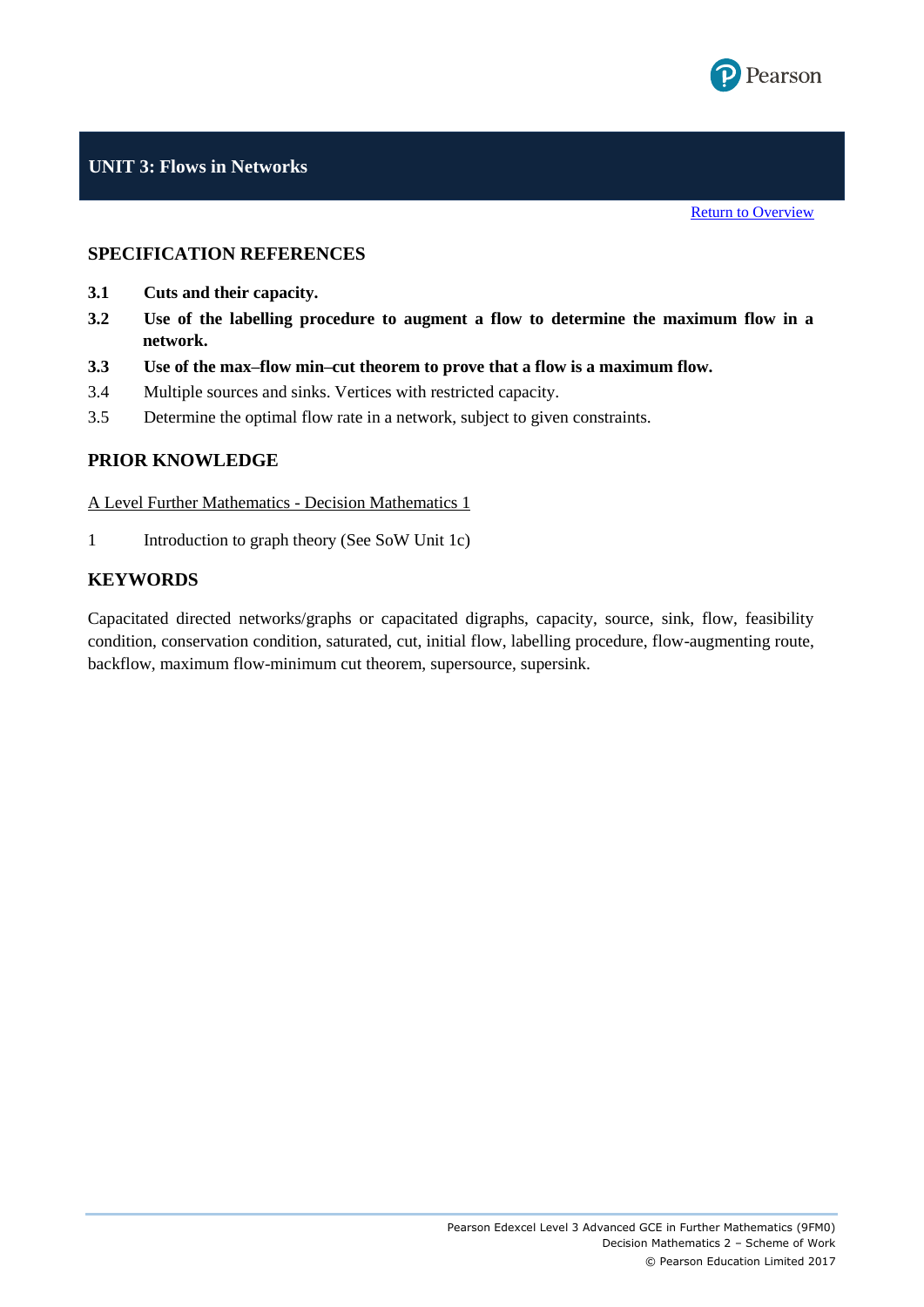# UNIT 3: Flows in Networks

Return to Overview

## SPECIFICATION REFERENCES

**3.1 Cuts and their capacity.**

**3.2 Use of the labelling procedure to augment a flow to determine the maximum flow in a network.**

**3.3 Use of the max–flow min–cut theorem to prove that a flow is a maximum flow.**

3.4 Multiple sources and sinks. Vertices with restricted capacity.

3.5 Determine the optimal flow rate in a network, subject to given constraints.

## PRIOR KNOWLEDGE

A Level Further Mathematics - Decision Mathematics 1

1 Introduction to graph theory (See SoW Unit 1c)

## KEYWORDS

Capacitated directed networks/graphs or capacitated digraphs, capacity, source, sink, flow, feasibility condition, conservation condition, saturated, cut, initial flow, labelling procedure, flow-augmenting route, backflow, maximum flow-minimum cut theorem, supersource, supersink.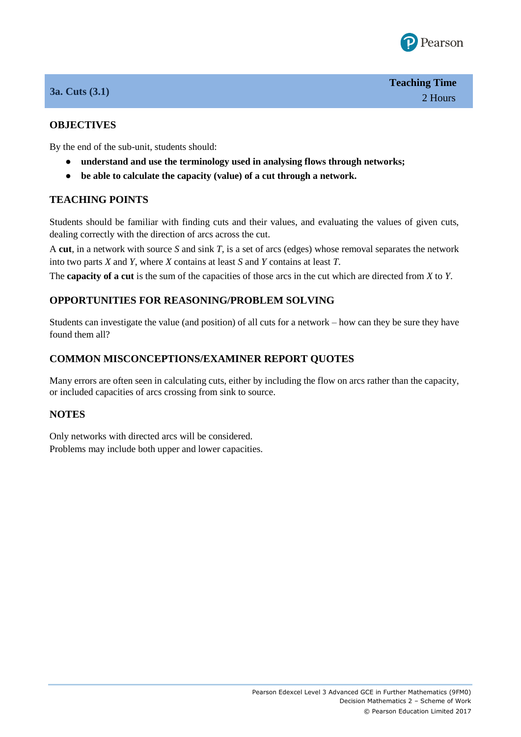## 3a. Cuts (3.1)

**Teaching Time**
2 Hours

### OBJECTIVES

By the end of the sub-unit, students should:

- **understand and use the terminology used in analysing flows through networks;**
- **be able to calculate the capacity (value) of a cut through a network.**

### TEACHING POINTS

Students should be familiar with finding cuts and their values, and evaluating the values of given cuts, dealing correctly with the direction of arcs across the cut.

A **cut**, in a network with source $S$ and sink $T$, is a set of arcs (edges) whose removal separates the network into two parts $X$ and $Y$, where $X$ contains at least $S$ and $Y$ contains at least $T$.

The **capacity of a cut** is the sum of the capacities of those arcs in the cut which are directed from $X$ to $Y$.

### OPPORTUNITIES FOR REASONING/PROBLEM SOLVING

Students can investigate the value (and position) of all cuts for a network – how can they be sure they have found them all?

### COMMON MISCONCEPTIONS/EXAMINER REPORT QUOTES

Many errors are often seen in calculating cuts, either by including the flow on arcs rather than the capacity, or included capacities of arcs crossing from sink to source.

### NOTES

Only networks with directed arcs will be considered.
Problems may include both upper and lower capacities.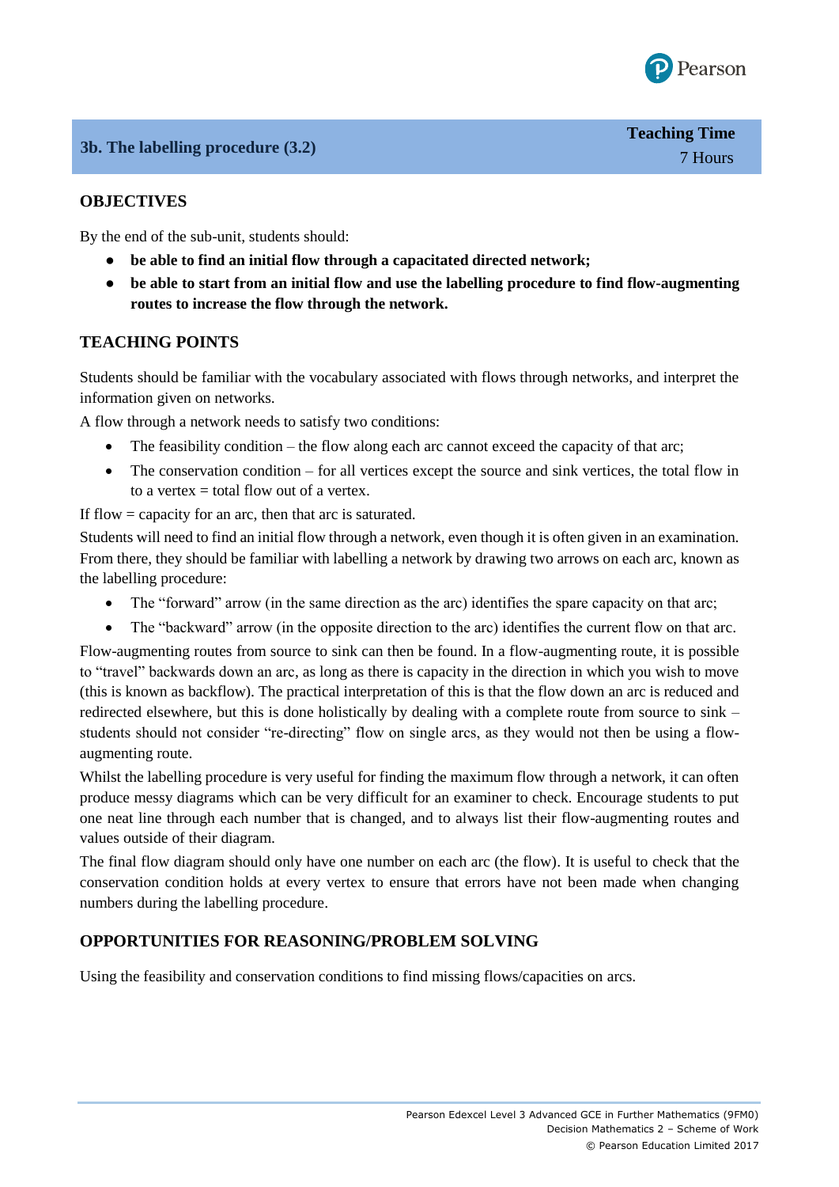## 3b. The labelling procedure (3.2)

**Teaching Time**
7 Hours

### OBJECTIVES

By the end of the sub-unit, students should:

- **be able to find an initial flow through a capacitated directed network;**
- **be able to start from an initial flow and use the labelling procedure to find flow-augmenting routes to increase the flow through the network.**

### TEACHING POINTS

Students should be familiar with the vocabulary associated with flows through networks, and interpret the information given on networks.

A flow through a network needs to satisfy two conditions:

- The feasibility condition – the flow along each arc cannot exceed the capacity of that arc;
- The conservation condition – for all vertices except the source and sink vertices, the total flow in to a vertex = total flow out of a vertex.

If flow = capacity for an arc, then that arc is saturated.

Students will need to find an initial flow through a network, even though it is often given in an examination. From there, they should be familiar with labelling a network by drawing two arrows on each arc, known as the labelling procedure:

- The "forward" arrow (in the same direction as the arc) identifies the spare capacity on that arc;
- The "backward" arrow (in the opposite direction to the arc) identifies the current flow on that arc.

Flow-augmenting routes from source to sink can then be found. In a flow-augmenting route, it is possible to "travel" backwards down an arc, as long as there is capacity in the direction in which you wish to move (this is known as backflow). The practical interpretation of this is that the flow down an arc is reduced and redirected elsewhere, but this is done holistically by dealing with a complete route from source to sink – students should not consider "re-directing" flow on single arcs, as they would then be using a flow-augmenting route.

Whilst the labelling procedure is very useful for finding the maximum flow through a network, it can often produce messy diagrams which can be very difficult for an examiner to check. Encourage students to put one neat line through each number that is changed, and to always list their flow-augmenting routes and values outside of their diagram.

The final flow diagram should only have one number on each arc (the flow). It is useful to check that the conservation condition holds at every vertex to ensure that errors have not been made when changing numbers during the labelling procedure.

### OPPORTUNITIES FOR REASONING/PROBLEM SOLVING

Using the feasibility and conservation conditions to find missing flows/capacities on arcs.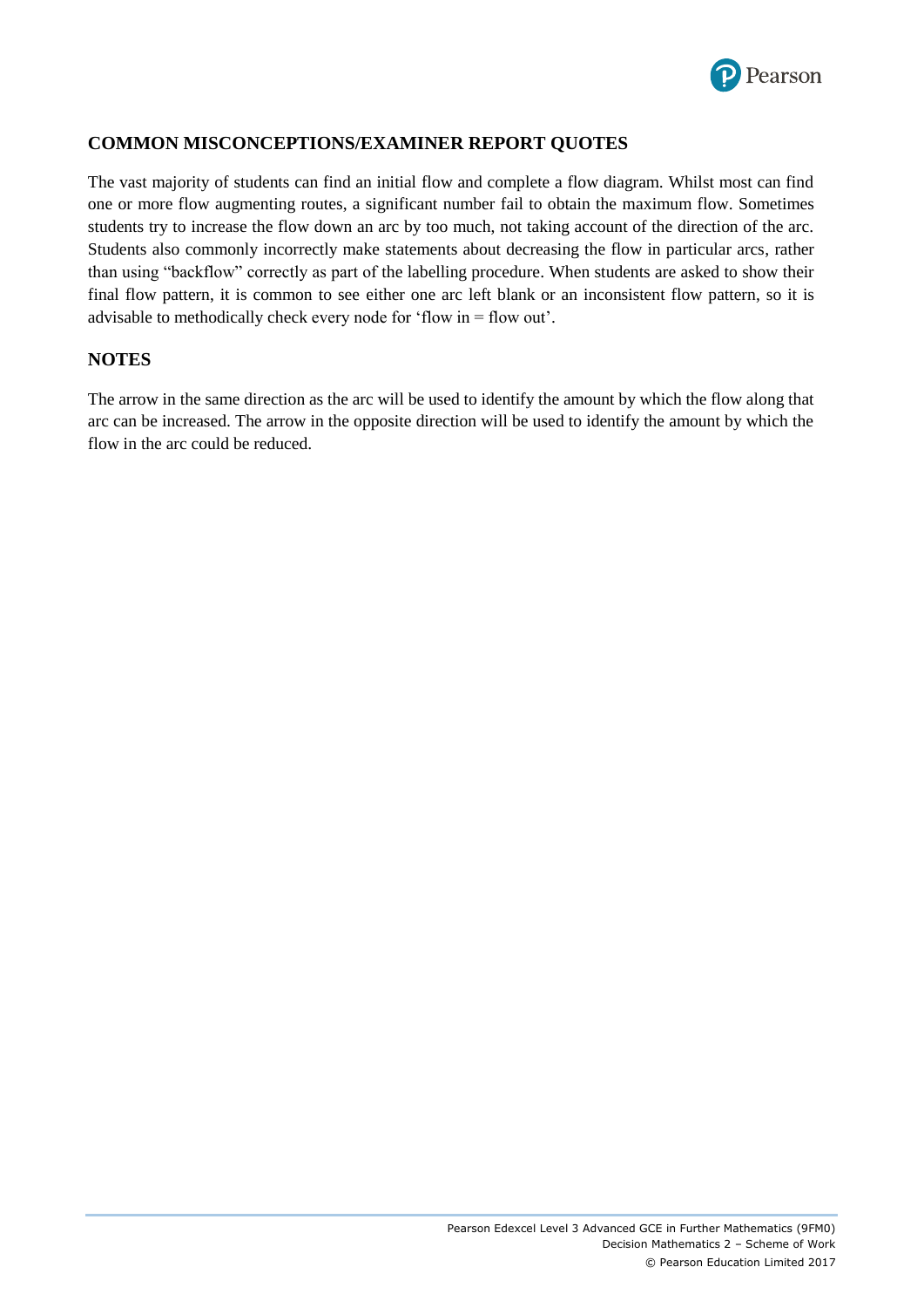## COMMON MISCONCEPTIONS/EXAMINER REPORT QUOTES

The vast majority of students can find an initial flow and complete a flow diagram. Whilst most can find one or more flow augmenting routes, a significant number fail to obtain the maximum flow. Sometimes students try to increase the flow down an arc by too much, not taking account of the direction of the arc. Students also commonly incorrectly make statements about decreasing the flow in particular arcs, rather than using "backflow" correctly as part of the labelling procedure. When students are asked to show their final flow pattern, it is common to see either one arc left blank or an inconsistent flow pattern, so it is advisable to methodically check every node for 'flow in = flow out'.

## NOTES

The arrow in the same direction as the arc will be used to identify the amount by which the flow along that arc can be increased. The arrow in the opposite direction will be used to identify the amount by which the flow in the arc could be reduced.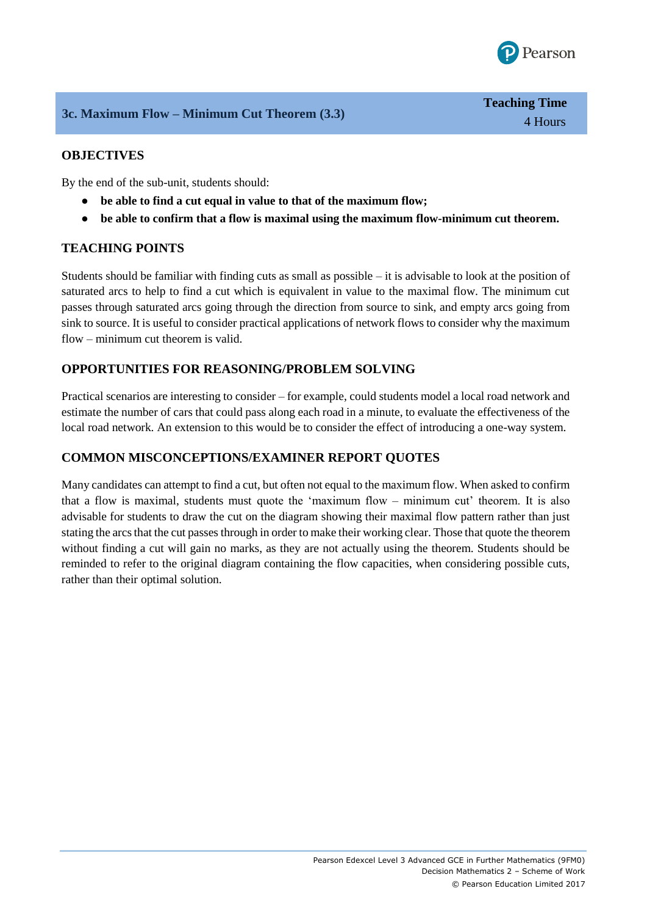## 3c. Maximum Flow – Minimum Cut Theorem (3.3)

**Teaching Time**
4 Hours

### OBJECTIVES

By the end of the sub-unit, students should:

- **be able to find a cut equal in value to that of the maximum flow;**
- **be able to confirm that a flow is maximal using the maximum flow-minimum cut theorem.**

### TEACHING POINTS

Students should be familiar with finding cuts as small as possible – it is advisable to look at the position of saturated arcs to help to find a cut which is equivalent in value to the maximal flow. The minimum cut passes through saturated arcs going through the direction from source to sink, and empty arcs going from sink to source. It is useful to consider practical applications of network flows to consider why the maximum flow – minimum cut theorem is valid.

### OPPORTUNITIES FOR REASONING/PROBLEM SOLVING

Practical scenarios are interesting to consider – for example, could students model a local road network and estimate the number of cars that could pass along each road in a minute, to evaluate the effectiveness of the local road network. An extension to this would be to consider the effect of introducing a one-way system.

### COMMON MISCONCEPTIONS/EXAMINER REPORT QUOTES

Many candidates can attempt to find a cut, but often not equal to the maximum flow. When asked to confirm that a flow is maximal, students must quote the 'maximum flow – minimum cut' theorem. It is also advisable for students to draw the cut on the diagram showing their maximal flow pattern rather than just stating the arcs that the cut passes through in order to make their working clear. Those that quote the theorem without finding a cut will gain no marks, as they are not actually using the theorem. Students should be reminded to refer to the original diagram containing the flow capacities, when considering possible cuts, rather than their optimal solution.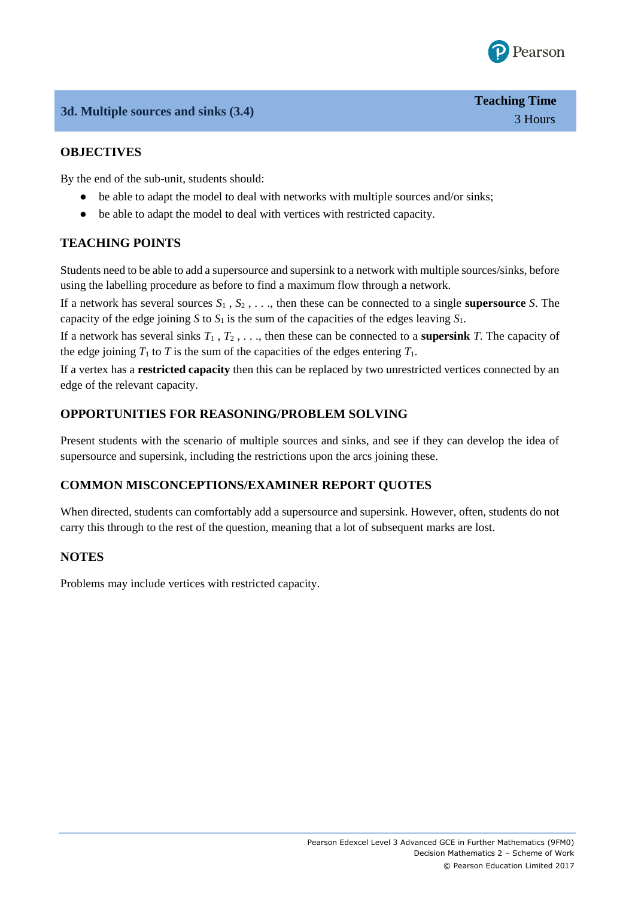## 3d. Multiple sources and sinks (3.4)

**Teaching Time**
3 Hours

### OBJECTIVES

By the end of the sub-unit, students should:

- be able to adapt the model to deal with networks with multiple sources and/or sinks;
- be able to adapt the model to deal with vertices with restricted capacity.

### TEACHING POINTS

Students need to be able to add a supersource and supersink to a network with multiple sources/sinks, before using the labelling procedure as before to find a maximum flow through a network.

If a network has several sources $S_1$ , $S_2$ , . . ., then these can be connected to a single **supersource** $S$. The capacity of the edge joining $S$ to $S_1$ is the sum of the capacities of the edges leaving $S_1$.

If a network has several sinks $T_1$ , $T_2$ , . . ., then these can be connected to a **supersink** $T$. The capacity of the edge joining $T_1$ to $T$ is the sum of the capacities of the edges entering $T_1$.

If a vertex has a **restricted capacity** then this can be replaced by two unrestricted vertices connected by an edge of the relevant capacity.

### OPPORTUNITIES FOR REASONING/PROBLEM SOLVING

Present students with the scenario of multiple sources and sinks, and see if they can develop the idea of supersource and supersink, including the restrictions upon the arcs joining these.

### COMMON MISCONCEPTIONS/EXAMINER REPORT QUOTES

When directed, students can comfortably add a supersource and supersink. However, often, students do not carry this through to the rest of the question, meaning that a lot of subsequent marks are lost.

### NOTES

Problems may include vertices with restricted capacity.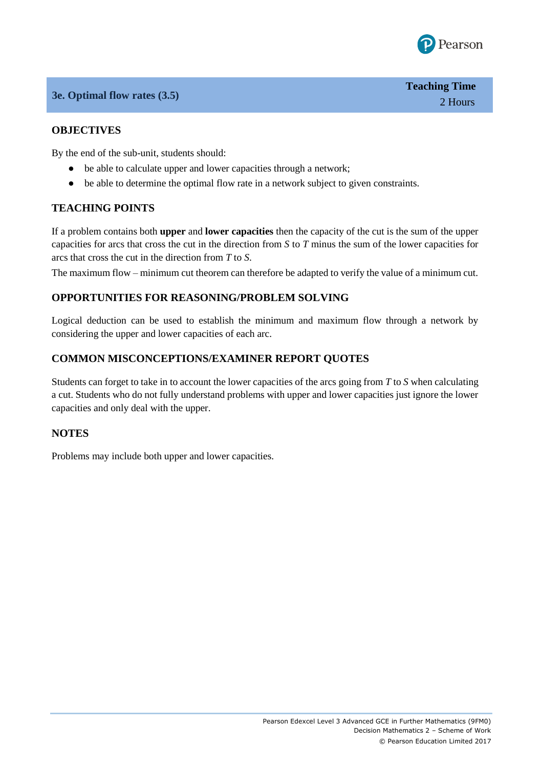## 3e. Optimal flow rates (3.5)

**Teaching Time**
2 Hours

### OBJECTIVES

By the end of the sub-unit, students should:

- be able to calculate upper and lower capacities through a network;
- be able to determine the optimal flow rate in a network subject to given constraints.

### TEACHING POINTS

If a problem contains both **upper** and **lower capacities** then the capacity of the cut is the sum of the upper capacities for arcs that cross the cut in the direction from $S$ to $T$ minus the sum of the lower capacities for arcs that cross the cut in the direction from $T$ to $S$.

The maximum flow – minimum cut theorem can therefore be adapted to verify the value of a minimum cut.

### OPPORTUNITIES FOR REASONING/PROBLEM SOLVING

Logical deduction can be used to establish the minimum and maximum flow through a network by considering the upper and lower capacities of each arc.

### COMMON MISCONCEPTIONS/EXAMINER REPORT QUOTES

Students can forget to take in to account the lower capacities of the arcs going from $T$ to $S$ when calculating a cut. Students who do not fully understand problems with upper and lower capacities just ignore the lower capacities and only deal with the upper.

### NOTES

Problems may include both upper and lower capacities.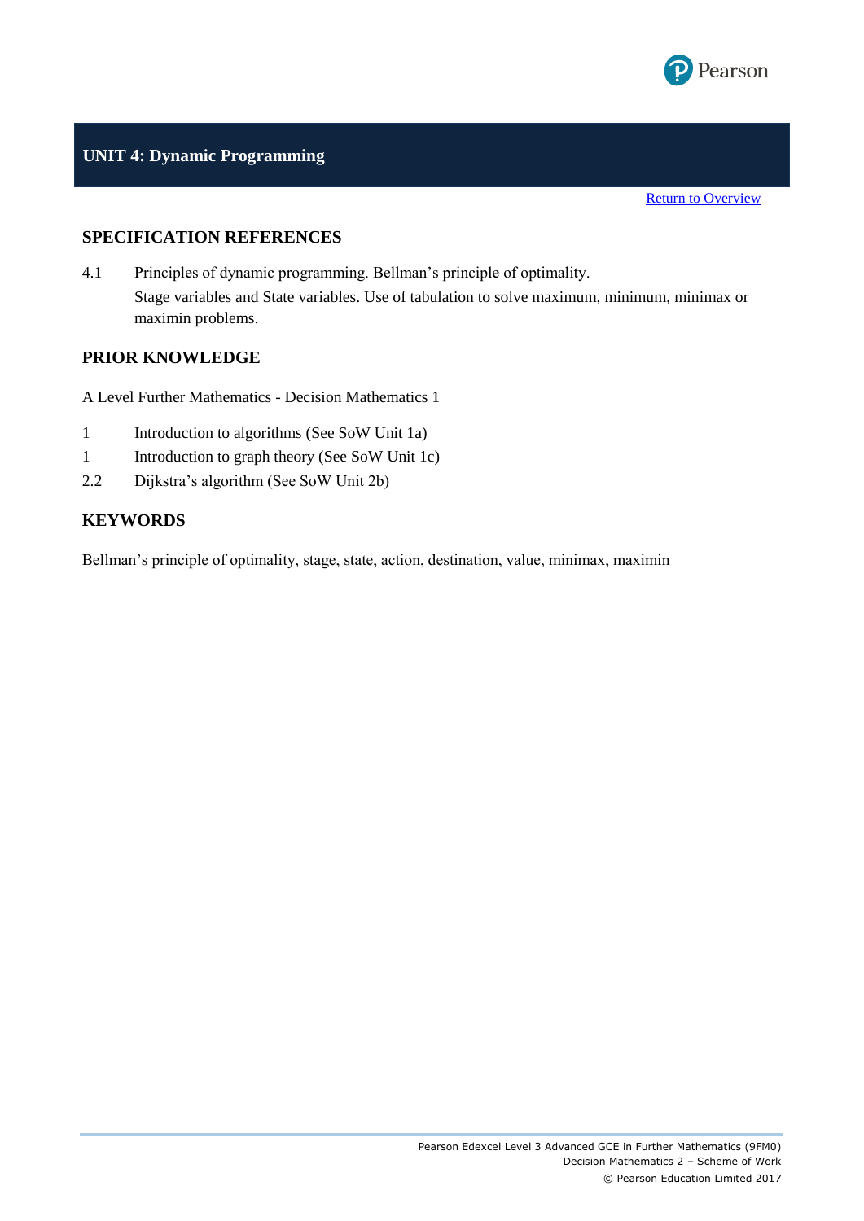## UNIT 4: Dynamic Programming

Return to Overview

### SPECIFICATION REFERENCES

4.1 Principles of dynamic programming. Bellman's principle of optimality.
Stage variables and State variables. Use of tabulation to solve maximum, minimum, minimax or maximin problems.

### PRIOR KNOWLEDGE

A Level Further Mathematics - Decision Mathematics 1

1 Introduction to algorithms (See SoW Unit 1a)

1 Introduction to graph theory (See SoW Unit 1c)

2.2 Dijkstra's algorithm (See SoW Unit 2b)

### KEYWORDS

Bellman's principle of optimality, stage, state, action, destination, value, minimax, maximin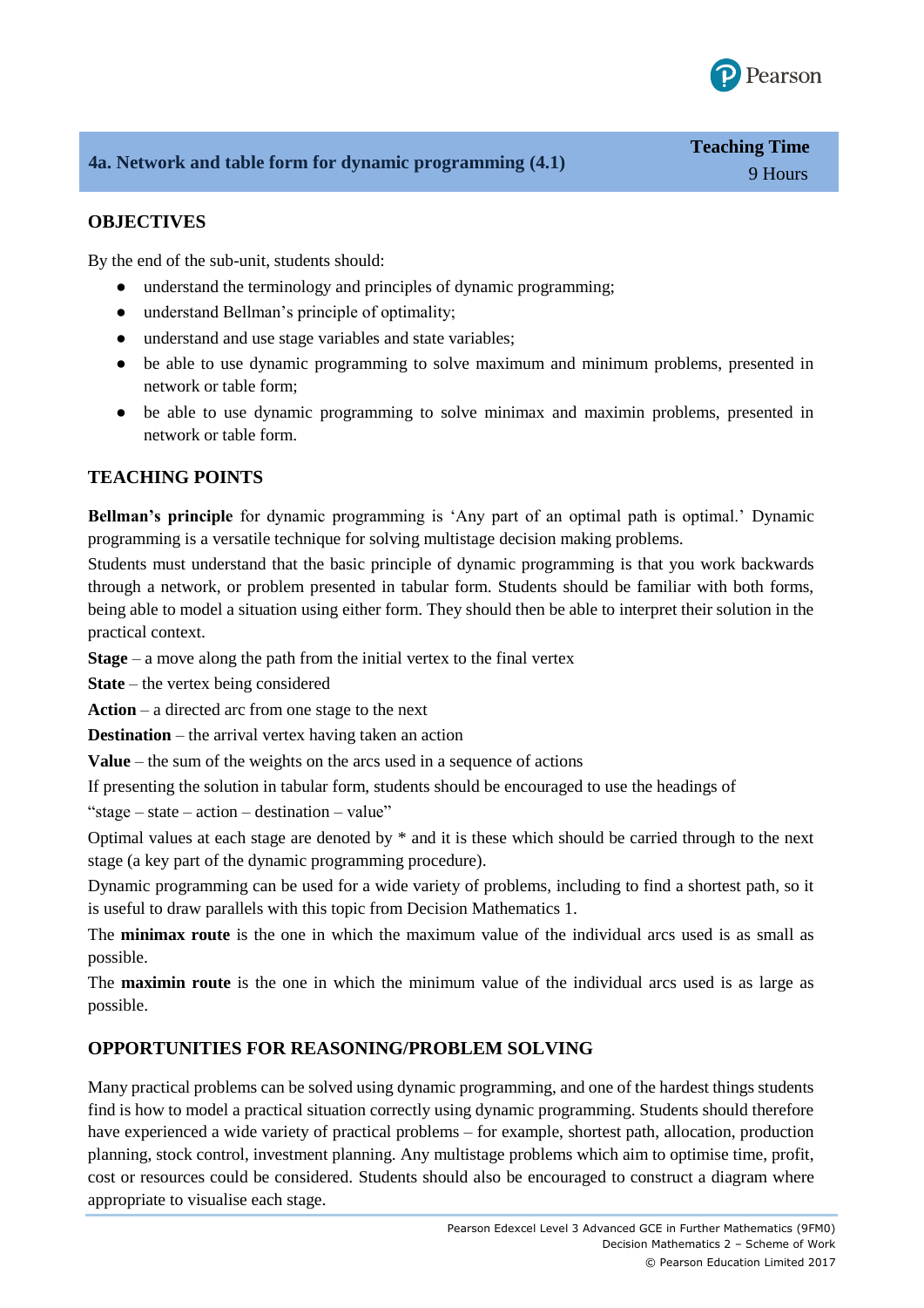## 4a. Network and table form for dynamic programming (4.1)

**Teaching Time**
9 Hours

### OBJECTIVES

By the end of the sub-unit, students should:

- understand the terminology and principles of dynamic programming;
- understand Bellman's principle of optimality;
- understand and use stage variables and state variables;
- be able to use dynamic programming to solve maximum and minimum problems, presented in network or table form;
- be able to use dynamic programming to solve minimax and maximin problems, presented in network or table form.

### TEACHING POINTS

**Bellman's principle** for dynamic programming is 'Any part of an optimal path is optimal.' Dynamic programming is a versatile technique for solving multistage decision making problems.

Students must understand that the basic principle of dynamic programming is that you work backwards through a network, or problem presented in tabular form. Students should be familiar with both forms, being able to model a situation using either form. They should then be able to interpret their solution in the practical context.

**Stage** – a move along the path from the initial vertex to the final vertex

**State** – the vertex being considered

**Action** – a directed arc from one stage to the next

**Destination** – the arrival vertex having taken an action

**Value** – the sum of the weights on the arcs used in a sequence of actions

If presenting the solution in tabular form, students should be encouraged to use the headings of "stage – state – action – destination – value"

Optimal values at each stage are denoted by * and it is these which should be carried through to the next stage (a key part of the dynamic programming procedure).

Dynamic programming can be used for a wide variety of problems, including to find a shortest path, so it is useful to draw parallels with this topic from Decision Mathematics 1.

The **minimax route** is the one in which the maximum value of the individual arcs used is as small as possible.

The **maximin route** is the one in which the minimum value of the individual arcs used is as large as possible.

### OPPORTUNITIES FOR REASONING/PROBLEM SOLVING

Many practical problems can be solved using dynamic programming, and one of the hardest things students find is how to model a practical situation correctly using dynamic programming. Students should therefore have experienced a wide variety of practical problems – for example, shortest path, allocation, production planning, stock control, investment planning. Any multistage problems which aim to optimise time, profit, cost or resources could be considered. Students should also be encouraged to construct a diagram where appropriate to visualise each stage.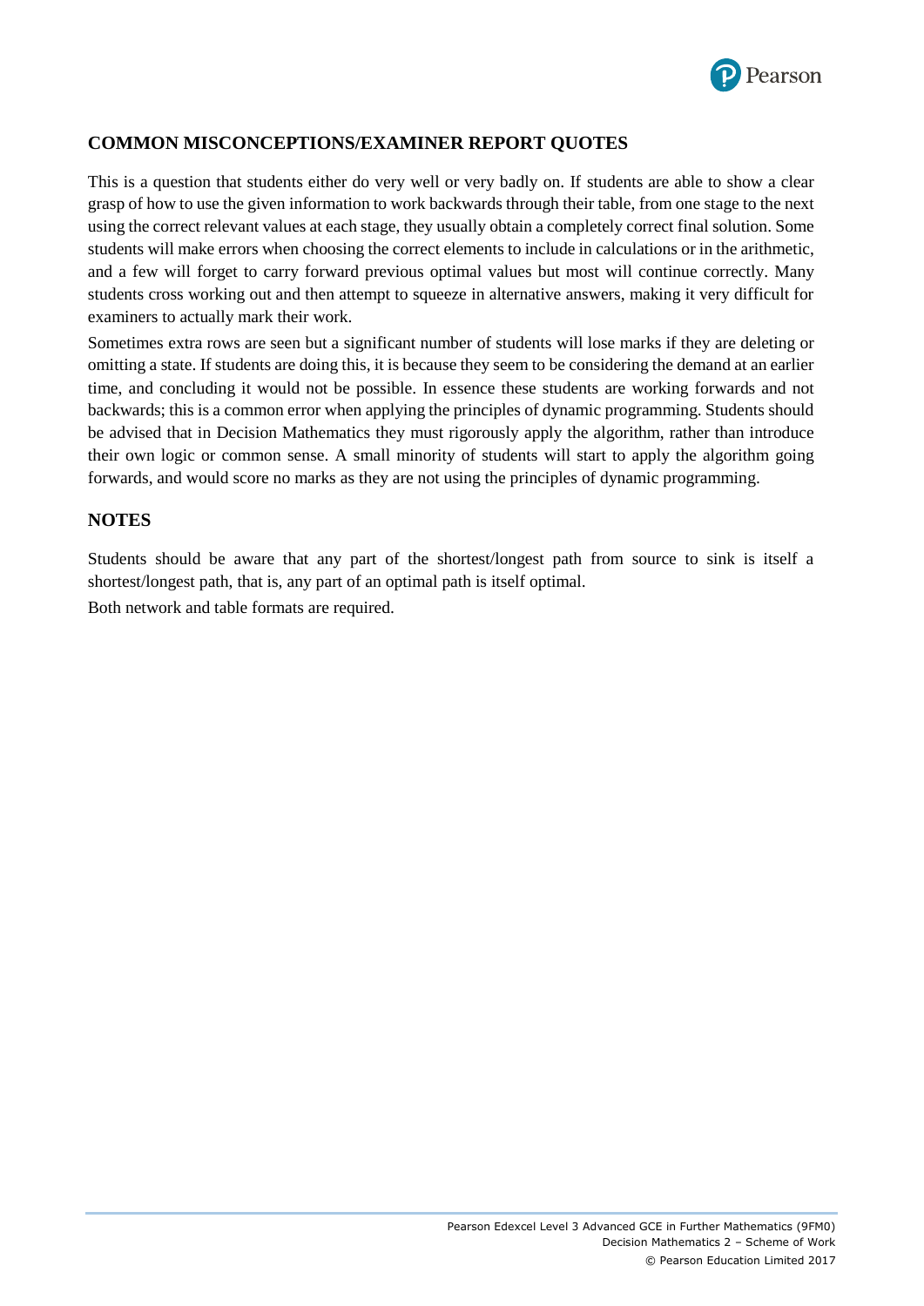## COMMON MISCONCEPTIONS/EXAMINER REPORT QUOTES

This is a question that students either do very well or very badly on. If students are able to show a clear grasp of how to use the given information to work backwards through their table, from one stage to the next using the correct relevant values at each stage, they usually obtain a completely correct final solution. Some students will make errors when choosing the correct elements to include in calculations or in the arithmetic, and a few will forget to carry forward previous optimal values but most will continue correctly. Many students cross working out and then attempt to squeeze in alternative answers, making it very difficult for examiners to actually mark their work.

Sometimes extra rows are seen but a significant number of students will lose marks if they are deleting or omitting a state. If students are doing this, it is because they seem to be considering the demand at an earlier time, and concluding it would not be possible. In essence these students are working forwards and not backwards; this is a common error when applying the principles of dynamic programming. Students should be advised that in Decision Mathematics they must rigorously apply the algorithm, rather than introduce their own logic or common sense. A small minority of students will start to apply the algorithm going forwards, and would score no marks as they are not using the principles of dynamic programming.

## NOTES

Students should be aware that any part of the shortest/longest path from source to sink is itself a shortest/longest path, that is, any part of an optimal path is itself optimal.

Both network and table formats are required.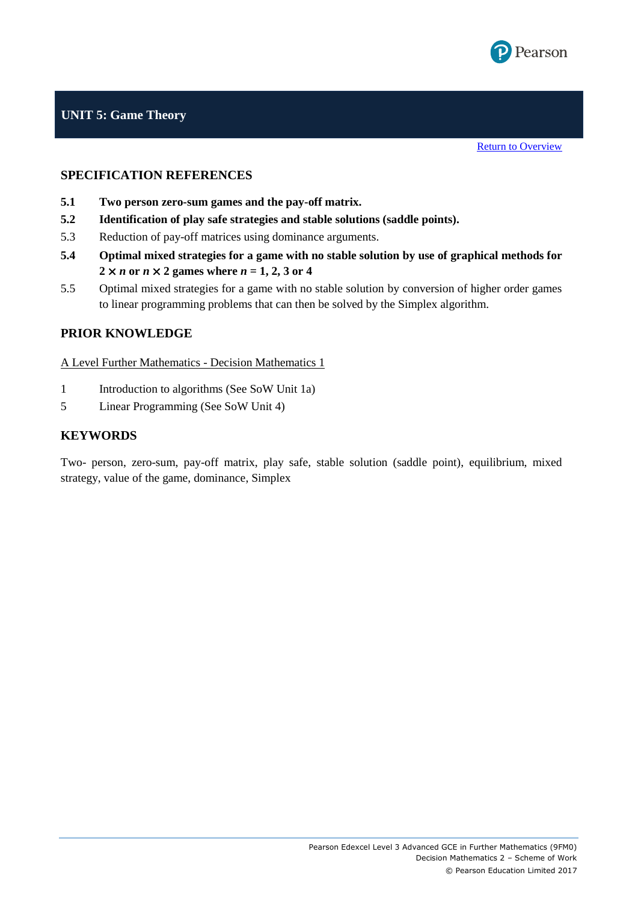## UNIT 5: Game Theory

Return to Overview

### SPECIFICATION REFERENCES

**5.1** **Two person zero-sum games and the pay-off matrix.**

**5.2** **Identification of play safe strategies and stable solutions (saddle points).**

5.3 Reduction of pay-off matrices using dominance arguments.

**5.4** **Optimal mixed strategies for a game with no stable solution by use of graphical methods for $2 \times n$ or $n \times 2$ games where $n = 1, 2, 3$ or $4$**

5.5 Optimal mixed strategies for a game with no stable solution by conversion of higher order games to linear programming problems that can then be solved by the Simplex algorithm.

### PRIOR KNOWLEDGE

A Level Further Mathematics - Decision Mathematics 1

1 Introduction to algorithms (See SoW Unit 1a)

5 Linear Programming (See SoW Unit 4)

### KEYWORDS

Two- person, zero-sum, pay-off matrix, play safe, stable solution (saddle point), equilibrium, mixed strategy, value of the game, dominance, Simplex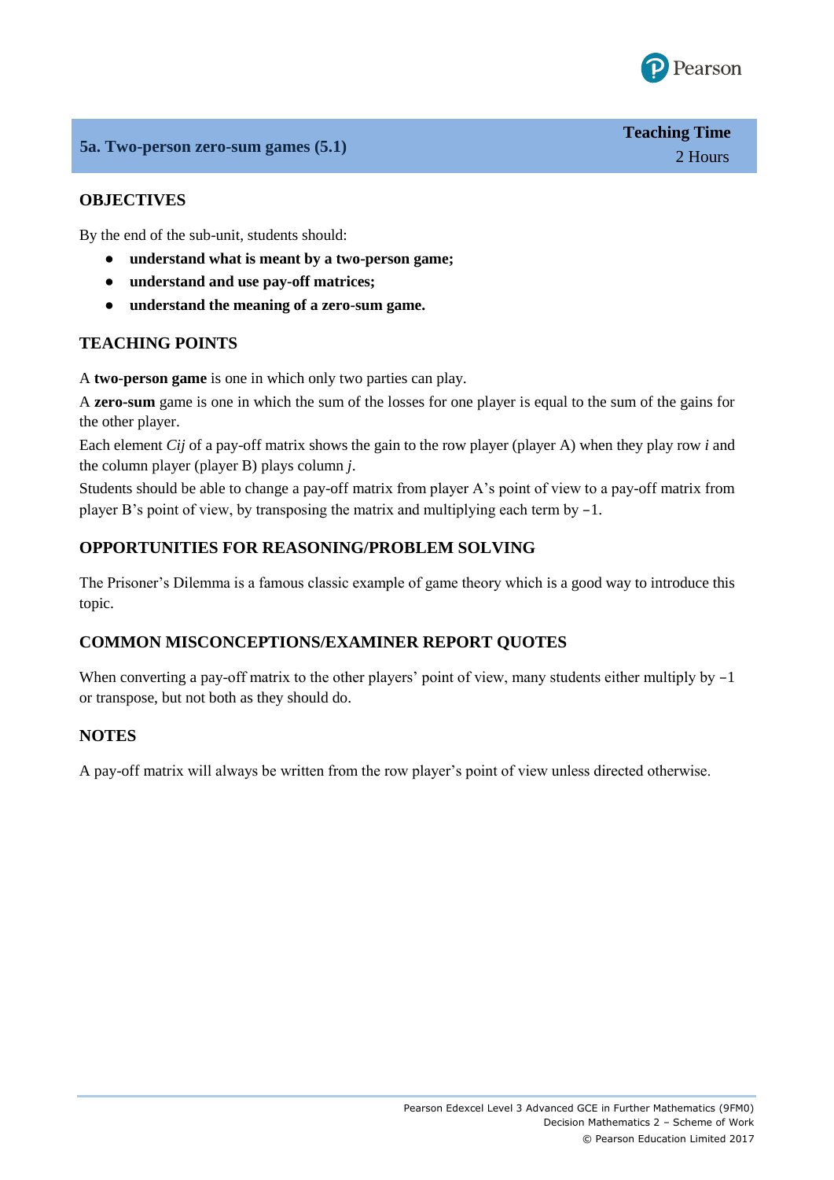## 5a. Two-person zero-sum games (5.1)

**Teaching Time**
2 Hours

### OBJECTIVES

By the end of the sub-unit, students should:

- **understand what is meant by a two-person game;**
- **understand and use pay-off matrices;**
- **understand the meaning of a zero-sum game.**

### TEACHING POINTS

A **two-person game** is one in which only two parties can play.

A **zero-sum** game is one in which the sum of the losses for one player is equal to the sum of the gains for the other player.

Each element $C_{ij}$ of a pay-off matrix shows the gain to the row player (player A) when they play row $i$ and the column player (player B) plays column $j$.

Students should be able to change a pay-off matrix from player A's point of view to a pay-off matrix from player B's point of view, by transposing the matrix and multiplying each term by $-1$.

### OPPORTUNITIES FOR REASONING/PROBLEM SOLVING

The Prisoner's Dilemma is a famous classic example of game theory which is a good way to introduce this topic.

### COMMON MISCONCEPTIONS/EXAMINER REPORT QUOTES

When converting a pay-off matrix to the other players' point of view, many students either multiply by $-1$ or transpose, but not both as they should do.

### NOTES

A pay-off matrix will always be written from the row player's point of view unless directed otherwise.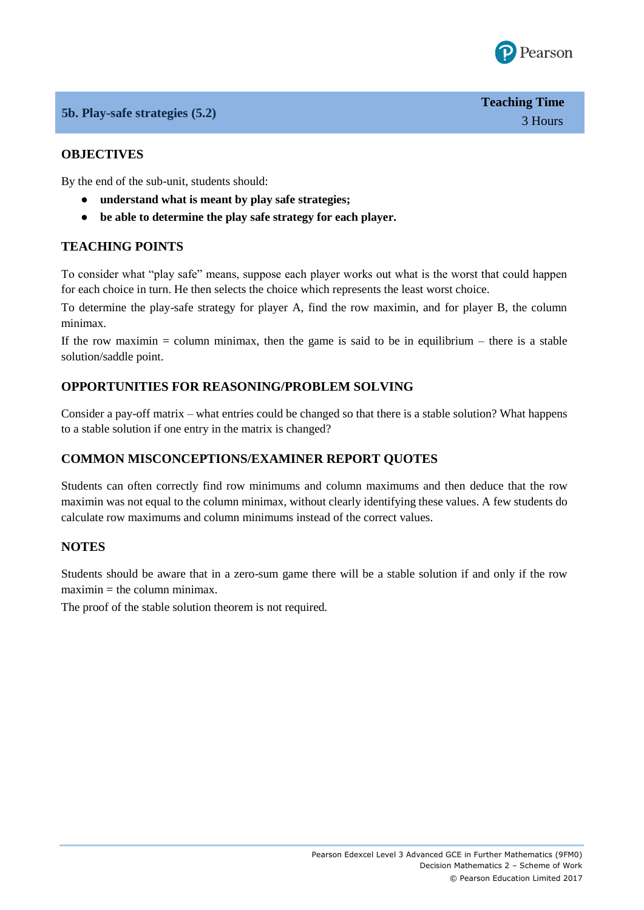## 5b. Play-safe strategies (5.2)

**Teaching Time**
3 Hours

### OBJECTIVES

By the end of the sub-unit, students should:

- **understand what is meant by play safe strategies;**
- **be able to determine the play safe strategy for each player.**

### TEACHING POINTS

To consider what "play safe" means, suppose each player works out what is the worst that could happen for each choice in turn. He then selects the choice which represents the least worst choice.

To determine the play-safe strategy for player A, find the row maximin, and for player B, the column minimax.

If the row maximin = column minimax, then the game is said to be in equilibrium – there is a stable solution/saddle point.

### OPPORTUNITIES FOR REASONING/PROBLEM SOLVING

Consider a pay-off matrix – what entries could be changed so that there is a stable solution? What happens to a stable solution if one entry in the matrix is changed?

### COMMON MISCONCEPTIONS/EXAMINER REPORT QUOTES

Students can often correctly find row minimums and column maximums and then deduce that the row maximin was not equal to the column minimax, without clearly identifying these values. A few students do calculate row maximums and column minimums instead of the correct values.

### NOTES

Students should be aware that in a zero-sum game there will be a stable solution if and only if the row maximin = the column minimax.

The proof of the stable solution theorem is not required.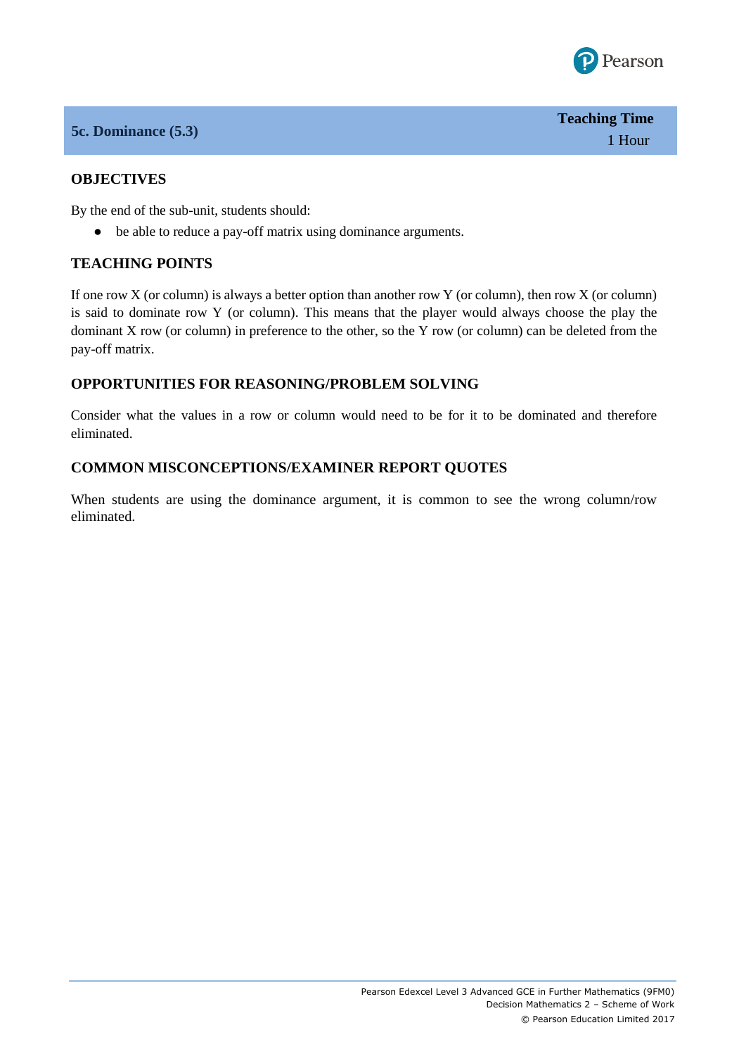## 5c. Dominance (5.3)

**Teaching Time**
1 Hour

### OBJECTIVES

By the end of the sub-unit, students should:

- be able to reduce a pay-off matrix using dominance arguments.

### TEACHING POINTS

If one row X (or column) is always a better option than another row Y (or column), then row X (or column) is said to dominate row Y (or column). This means that the player would always choose the play the dominant X row (or column) in preference to the other, so the Y row (or column) can be deleted from the pay-off matrix.

### OPPORTUNITIES FOR REASONING/PROBLEM SOLVING

Consider what the values in a row or column would need to be for it to be dominated and therefore eliminated.

### COMMON MISCONCEPTIONS/EXAMINER REPORT QUOTES

When students are using the dominance argument, it is common to see the wrong column/row eliminated.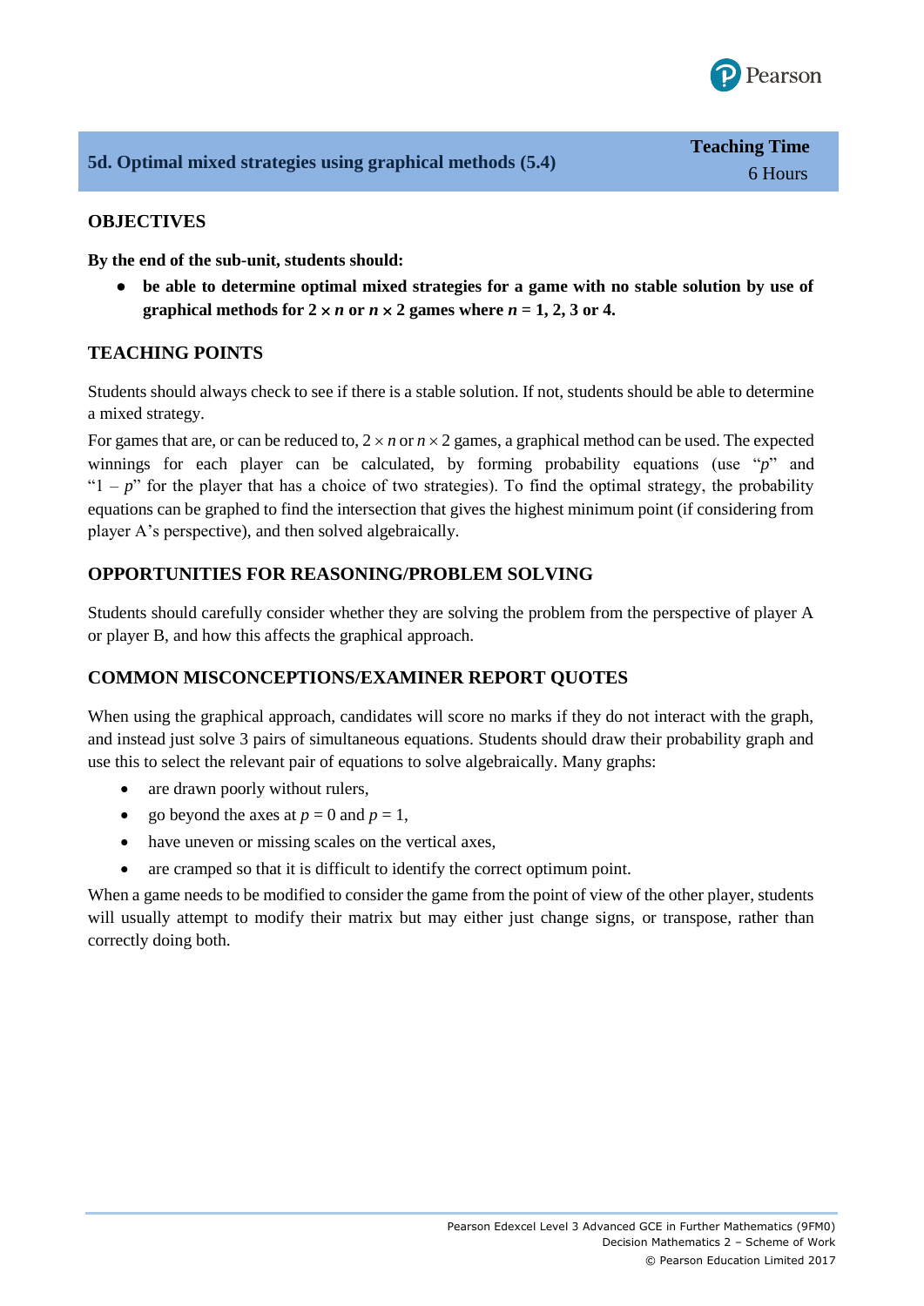## 5d. Optimal mixed strategies using graphical methods (5.4)

**Teaching Time**
6 Hours

### OBJECTIVES

**By the end of the sub-unit, students should:**

- **be able to determine optimal mixed strategies for a game with no stable solution by use of graphical methods for $2 \times n$ or $n \times 2$ games where $n = 1, 2, 3$ or $4$.**

### TEACHING POINTS

Students should always check to see if there is a stable solution. If not, students should be able to determine a mixed strategy.

For games that are, or can be reduced to, $2 \times n$ or $n \times 2$ games, a graphical method can be used. The expected winnings for each player can be calculated, by forming probability equations (use "$p$" and "$1 - p$" for the player that has a choice of two strategies). To find the optimal strategy, the probability equations can be graphed to find the intersection that gives the highest minimum point (if considering from player A's perspective), and then solved algebraically.

### OPPORTUNITIES FOR REASONING/PROBLEM SOLVING

Students should carefully consider whether they are solving the problem from the perspective of player A or player B, and how this affects the graphical approach.

### COMMON MISCONCEPTIONS/EXAMINER REPORT QUOTES

When using the graphical approach, candidates will score no marks if they do not interact with the graph, and instead just solve 3 pairs of simultaneous equations. Students should draw their probability graph and use this to select the relevant pair of equations to solve algebraically. Many graphs:

- are drawn poorly without rulers,
- go beyond the axes at $p = 0$ and $p = 1$,
- have uneven or missing scales on the vertical axes,
- are cramped so that it is difficult to identify the correct optimum point.

When a game needs to be modified to consider the game from the point of view of the other player, students will usually attempt to modify their matrix but may either just change signs, or transpose, rather than correctly doing both.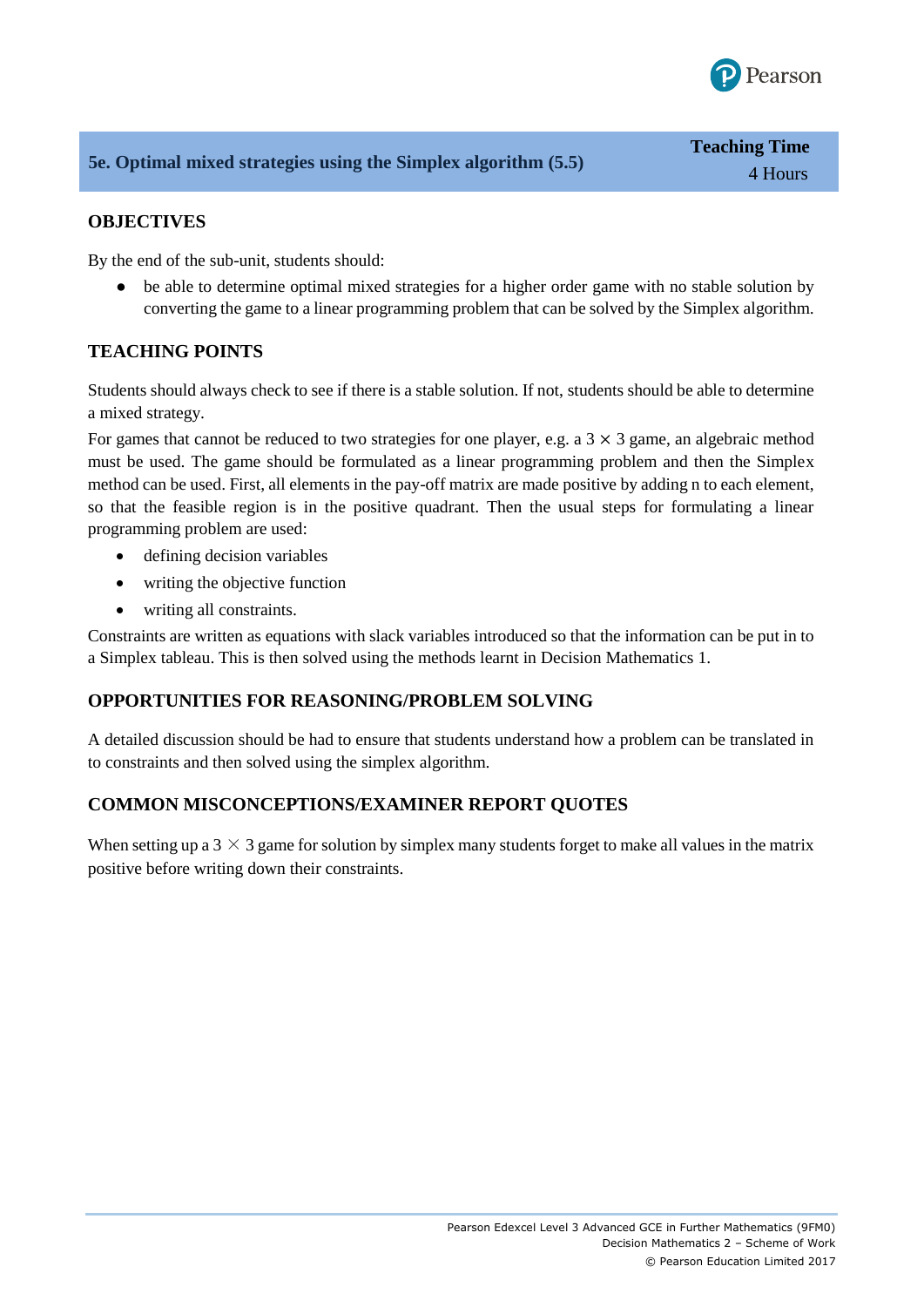## 5e. Optimal mixed strategies using the Simplex algorithm (5.5)

**Teaching Time**
4 Hours

### OBJECTIVES

By the end of the sub-unit, students should:

- be able to determine optimal mixed strategies for a higher order game with no stable solution by converting the game to a linear programming problem that can be solved by the Simplex algorithm.

### TEACHING POINTS

Students should always check to see if there is a stable solution. If not, students should be able to determine a mixed strategy.

For games that cannot be reduced to two strategies for one player, e.g. a $3 \times 3$ game, an algebraic method must be used. The game should be formulated as a linear programming problem and then the Simplex method can be used. First, all elements in the pay-off matrix are made positive by adding n to each element, so that the feasible region is in the positive quadrant. Then the usual steps for formulating a linear programming problem are used:

- defining decision variables
- writing the objective function
- writing all constraints.

Constraints are written as equations with slack variables introduced so that the information can be put in to a Simplex tableau. This is then solved using the methods learnt in Decision Mathematics 1.

### OPPORTUNITIES FOR REASONING/PROBLEM SOLVING

A detailed discussion should be had to ensure that students understand how a problem can be translated in to constraints and then solved using the simplex algorithm.

### COMMON MISCONCEPTIONS/EXAMINER REPORT QUOTES

When setting up a $3 \times 3$ game for solution by simplex many students forget to make all values in the matrix positive before writing down their constraints.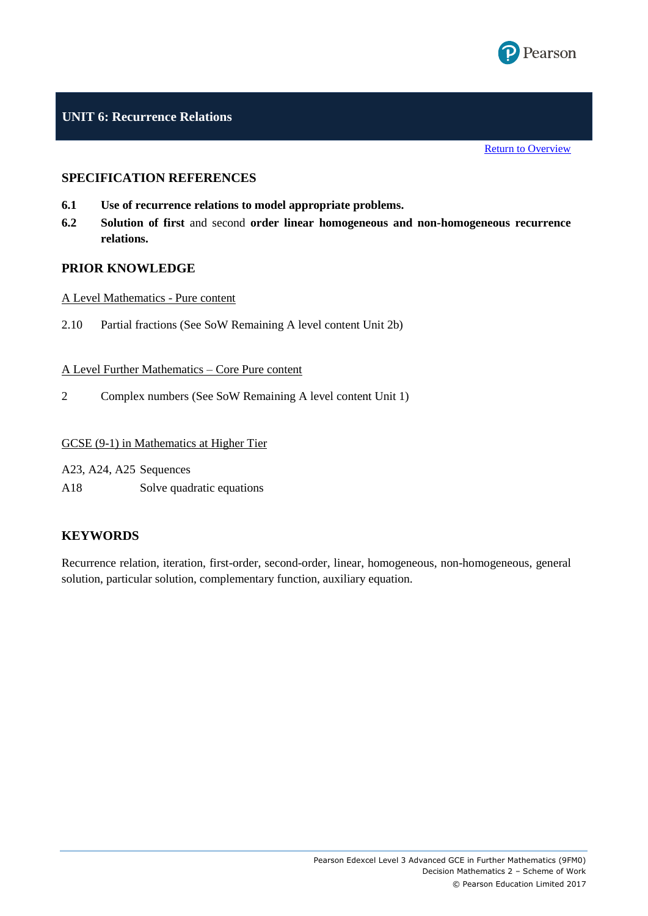# UNIT 6: Recurrence Relations

Return to Overview

## SPECIFICATION REFERENCES

**6.1** **Use of recurrence relations to model appropriate problems.**

**6.2** **Solution of first** and second **order linear homogeneous and non-homogeneous recurrence relations.**

## PRIOR KNOWLEDGE

A Level Mathematics - Pure content

2.10 Partial fractions (See SoW Remaining A level content Unit 2b)

A Level Further Mathematics – Core Pure content

2 Complex numbers (See SoW Remaining A level content Unit 1)

GCSE (9-1) in Mathematics at Higher Tier

A23, A24, A25 Sequences

A18 Solve quadratic equations

## KEYWORDS

Recurrence relation, iteration, first-order, second-order, linear, homogeneous, non-homogeneous, general solution, particular solution, complementary function, auxiliary equation.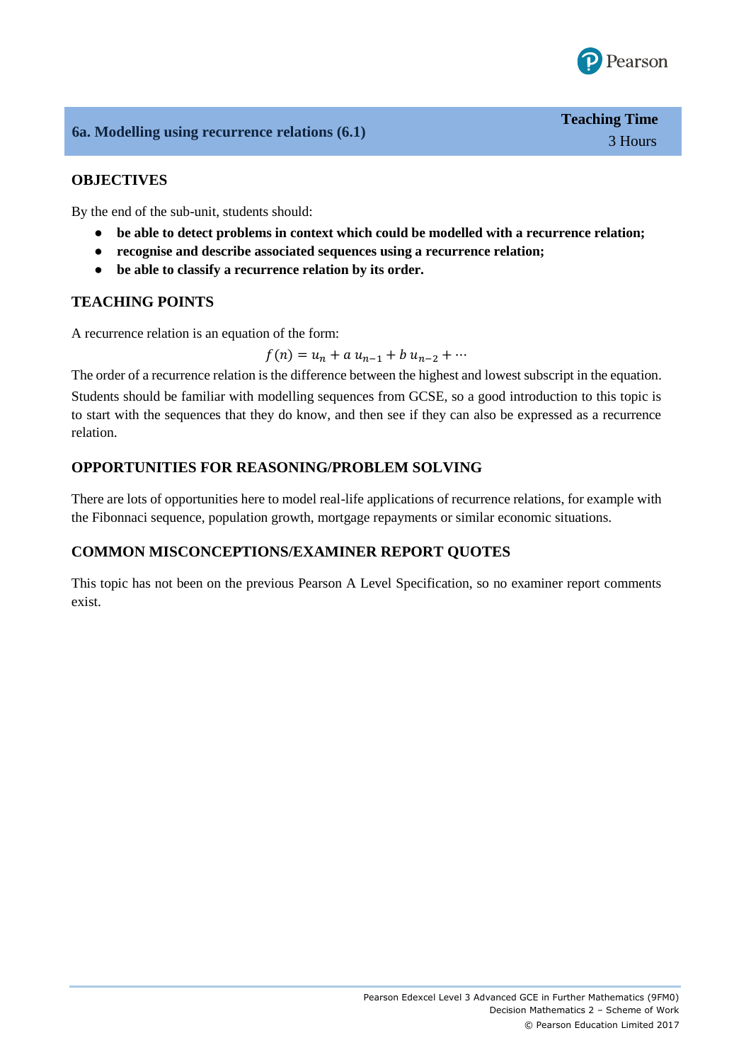## 6a. Modelling using recurrence relations (6.1)

**Teaching Time**
3 Hours

### OBJECTIVES

By the end of the sub-unit, students should:

- **be able to detect problems in context which could be modelled with a recurrence relation;**
- **recognise and describe associated sequences using a recurrence relation;**
- **be able to classify a recurrence relation by its order.**

### TEACHING POINTS

A recurrence relation is an equation of the form:

$$f(n) = u_n + a\,u_{n-1} + b\,u_{n-2} + \cdots$$

The order of a recurrence relation is the difference between the highest and lowest subscript in the equation.

Students should be familiar with modelling sequences from GCSE, so a good introduction to this topic is to start with the sequences that they do know, and then see if they can also be expressed as a recurrence relation.

### OPPORTUNITIES FOR REASONING/PROBLEM SOLVING

There are lots of opportunities here to model real-life applications of recurrence relations, for example with the Fibonnaci sequence, population growth, mortgage repayments or similar economic situations.

### COMMON MISCONCEPTIONS/EXAMINER REPORT QUOTES

This topic has not been on the previous Pearson A Level Specification, so no examiner report comments exist.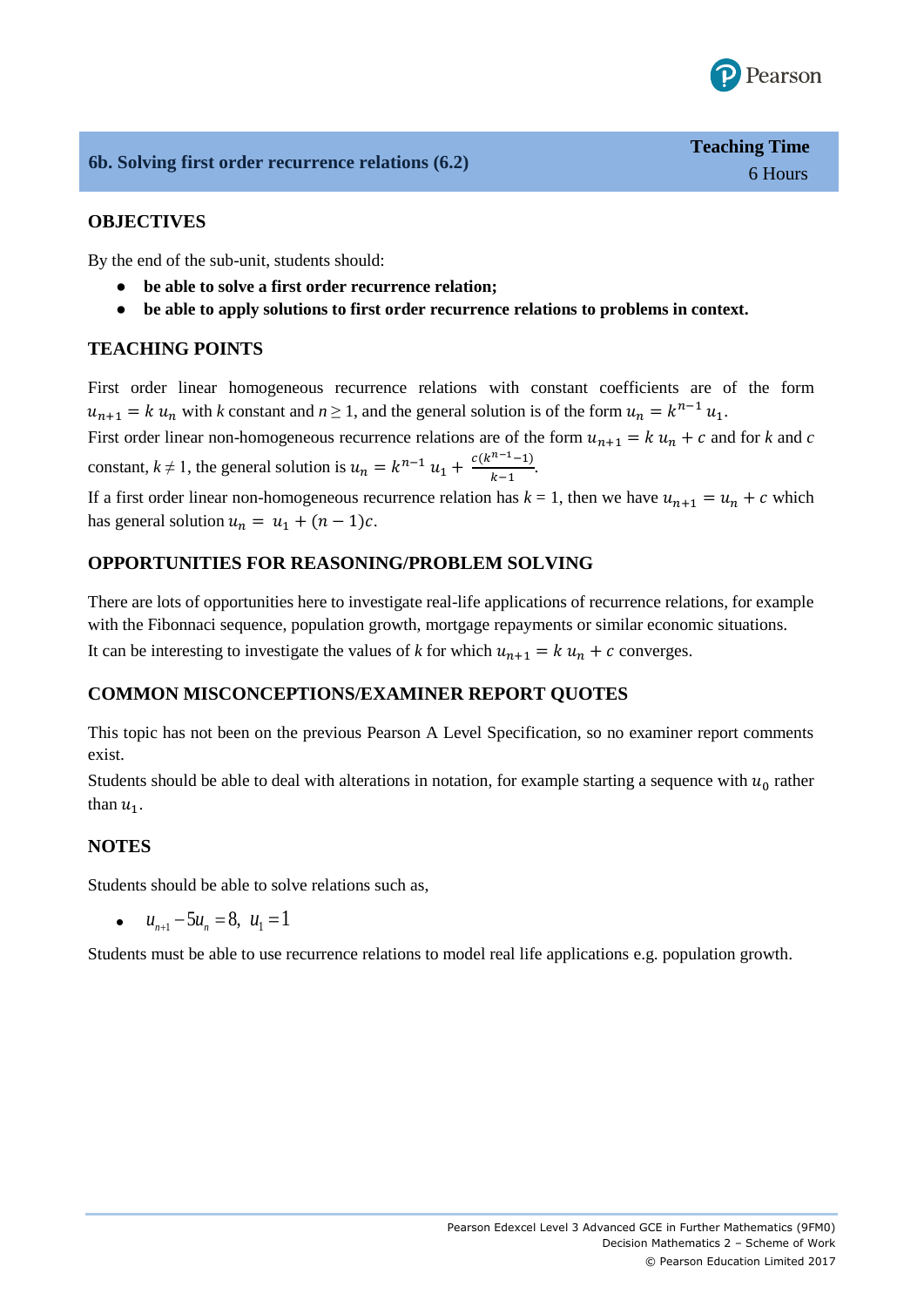## 6b. Solving first order recurrence relations (6.2)

**Teaching Time**
6 Hours

### OBJECTIVES

By the end of the sub-unit, students should:

- **be able to solve a first order recurrence relation;**
- **be able to apply solutions to first order recurrence relations to problems in context.**

### TEACHING POINTS

First order linear homogeneous recurrence relations with constant coefficients are of the form $u_{n+1} = k\, u_n$ with $k$ constant and $n \geq 1$, and the general solution is of the form $u_n = k^{n-1}\, u_1$.

First order linear non-homogeneous recurrence relations are of the form $u_{n+1} = k\, u_n + c$ and for $k$ and $c$ constant, $k \neq 1$, the general solution is $u_n = k^{n-1}\, u_1 + \frac{c(k^{n-1}-1)}{k-1}$.

If a first order linear non-homogeneous recurrence relation has $k = 1$, then we have $u_{n+1} = u_n + c$ which has general solution $u_n = u_1 + (n-1)c$.

### OPPORTUNITIES FOR REASONING/PROBLEM SOLVING

There are lots of opportunities here to investigate real-life applications of recurrence relations, for example with the Fibonnaci sequence, population growth, mortgage repayments or similar economic situations.

It can be interesting to investigate the values of $k$ for which $u_{n+1} = k\, u_n + c$ converges.

### COMMON MISCONCEPTIONS/EXAMINER REPORT QUOTES

This topic has not been on the previous Pearson A Level Specification, so no examiner report comments exist.

Students should be able to deal with alterations in notation, for example starting a sequence with $u_0$ rather than $u_1$.

### NOTES

Students should be able to solve relations such as,

- $u_{n+1} - 5u_n = 8,\ u_1 = 1$

Students must be able to use recurrence relations to model real life applications e.g. population growth.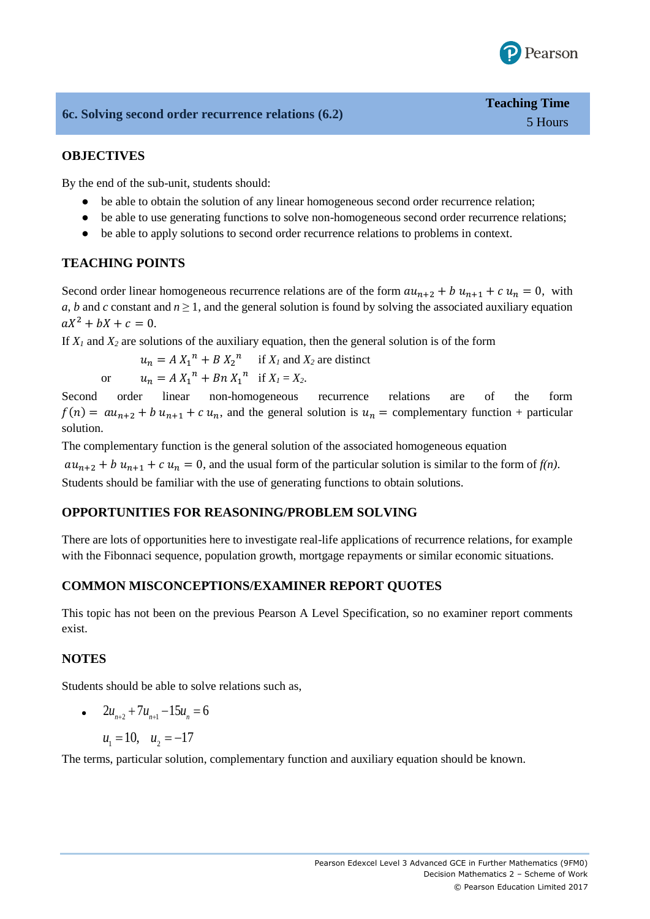## 6c. Solving second order recurrence relations (6.2)

**Teaching Time**
5 Hours

### OBJECTIVES

By the end of the sub-unit, students should:

- be able to obtain the solution of any linear homogeneous second order recurrence relation;
- be able to use generating functions to solve non-homogeneous second order recurrence relations;
- be able to apply solutions to second order recurrence relations to problems in context.

### TEACHING POINTS

Second order linear homogeneous recurrence relations are of the form $au_{n+2} + b\,u_{n+1} + c\,u_n = 0$, with *a*, *b* and *c* constant and $n \geq 1$, and the general solution is found by solving the associated auxiliary equation $aX^2 + bX + c = 0$.

If $X_1$ and $X_2$ are solutions of the auxiliary equation, then the general solution is of the form

$$u_n = A\,{X_1}^n + B\,{X_2}^n \quad \text{if } X_1 \text{ and } X_2 \text{ are distinct}$$

or

$$u_n = A\,{X_1}^n + Bn\,{X_1}^n \quad \text{if } X_1 = X_2.$$

Second order linear non-homogeneous recurrence relations are of the form $f(n) = au_{n+2} + b\,u_{n+1} + c\,u_n$, and the general solution is $u_n =$ complementary function + particular solution.

The complementary function is the general solution of the associated homogeneous equation $au_{n+2} + b\,u_{n+1} + c\,u_n = 0$, and the usual form of the particular solution is similar to the form of *f(n)*.

Students should be familiar with the use of generating functions to obtain solutions.

### OPPORTUNITIES FOR REASONING/PROBLEM SOLVING

There are lots of opportunities here to investigate real-life applications of recurrence relations, for example with the Fibonacci sequence, population growth, mortgage repayments or similar economic situations.

### COMMON MISCONCEPTIONS/EXAMINER REPORT QUOTES

This topic has not been on the previous Pearson A Level Specification, so no examiner report comments exist.

### NOTES

Students should be able to solve relations such as,

- $2u_{n+2} + 7u_{n+1} - 15u_n = 6$

  $u_1 = 10, \quad u_2 = -17$

The terms, particular solution, complementary function and auxiliary equation should be known.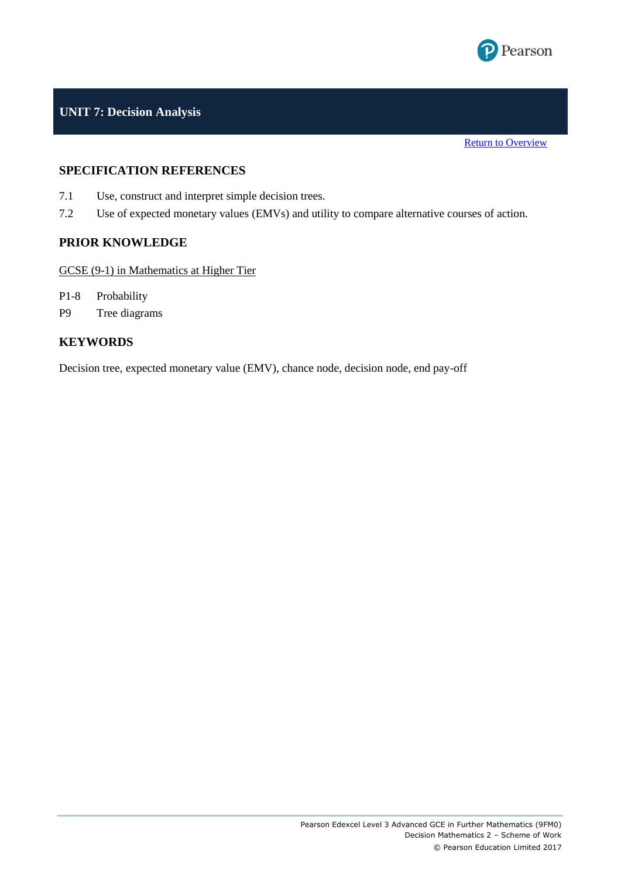## UNIT 7: Decision Analysis

Return to Overview

### SPECIFICATION REFERENCES

7.1 Use, construct and interpret simple decision trees.

7.2 Use of expected monetary values (EMVs) and utility to compare alternative courses of action.

### PRIOR KNOWLEDGE

GCSE (9-1) in Mathematics at Higher Tier

P1-8 Probability

P9 Tree diagrams

### KEYWORDS

Decision tree, expected monetary value (EMV), chance node, decision node, end pay-off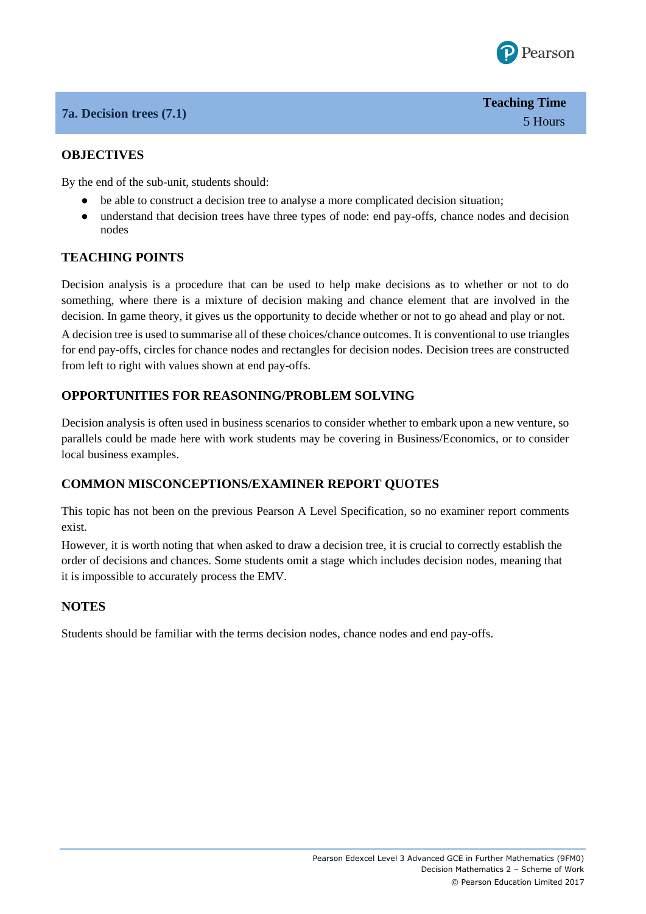## 7a. Decision trees (7.1)

**Teaching Time**
5 Hours

### OBJECTIVES

By the end of the sub-unit, students should:

- be able to construct a decision tree to analyse a more complicated decision situation;
- understand that decision trees have three types of node: end pay-offs, chance nodes and decision nodes

### TEACHING POINTS

Decision analysis is a procedure that can be used to help make decisions as to whether or not to do something, where there is a mixture of decision making and chance element that are involved in the decision. In game theory, it gives us the opportunity to decide whether or not to go ahead and play or not.

A decision tree is used to summarise all of these choices/chance outcomes. It is conventional to use triangles for end pay-offs, circles for chance nodes and rectangles for decision nodes. Decision trees are constructed from left to right with values shown at end pay-offs.

### OPPORTUNITIES FOR REASONING/PROBLEM SOLVING

Decision analysis is often used in business scenarios to consider whether to embark upon a new venture, so parallels could be made here with work students may be covering in Business/Economics, or to consider local business examples.

### COMMON MISCONCEPTIONS/EXAMINER REPORT QUOTES

This topic has not been on the previous Pearson A Level Specification, so no examiner report comments exist.

However, it is worth noting that when asked to draw a decision tree, it is crucial to correctly establish the order of decisions and chances. Some students omit a stage which includes decision nodes, meaning that it is impossible to accurately process the EMV.

### NOTES

Students should be familiar with the terms decision nodes, chance nodes and end pay-offs.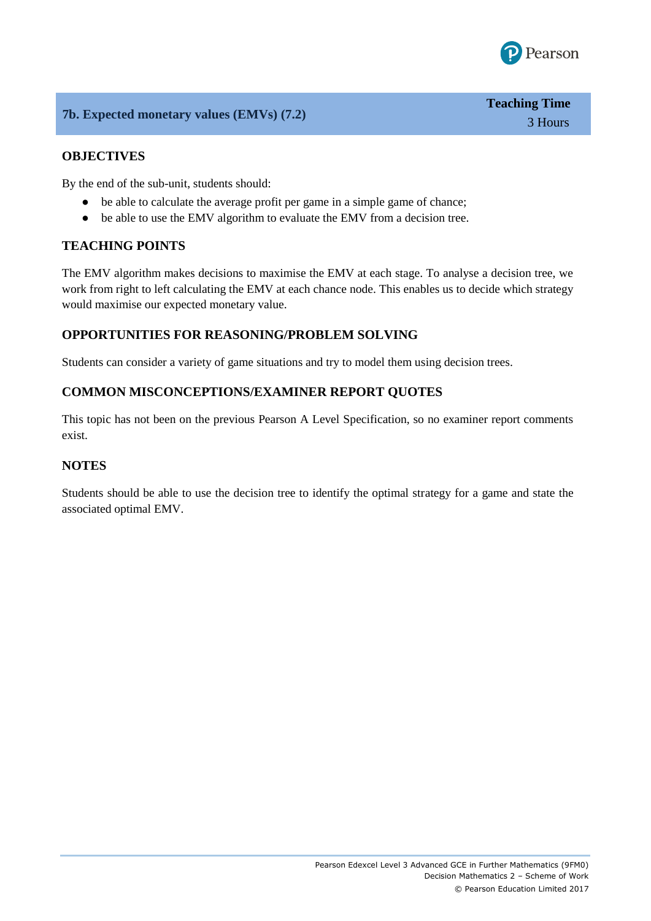## 7b. Expected monetary values (EMVs) (7.2)

**Teaching Time**
3 Hours

### OBJECTIVES

By the end of the sub-unit, students should:

- be able to calculate the average profit per game in a simple game of chance;
- be able to use the EMV algorithm to evaluate the EMV from a decision tree.

### TEACHING POINTS

The EMV algorithm makes decisions to maximise the EMV at each stage. To analyse a decision tree, we work from right to left calculating the EMV at each chance node. This enables us to decide which strategy would maximise our expected monetary value.

### OPPORTUNITIES FOR REASONING/PROBLEM SOLVING

Students can consider a variety of game situations and try to model them using decision trees.

### COMMON MISCONCEPTIONS/EXAMINER REPORT QUOTES

This topic has not been on the previous Pearson A Level Specification, so no examiner report comments exist.

### NOTES

Students should be able to use the decision tree to identify the optimal strategy for a game and state the associated optimal EMV.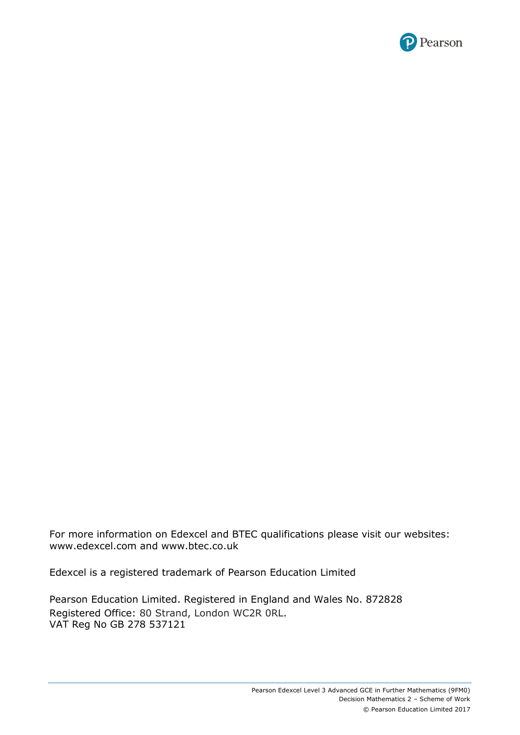For more information on Edexcel and BTEC qualifications please visit our websites: www.edexcel.com and www.btec.co.uk

Edexcel is a registered trademark of Pearson Education Limited

Pearson Education Limited. Registered in England and Wales No. 872828
Registered Office: 80 Strand, London WC2R 0RL.
VAT Reg No GB 278 537121